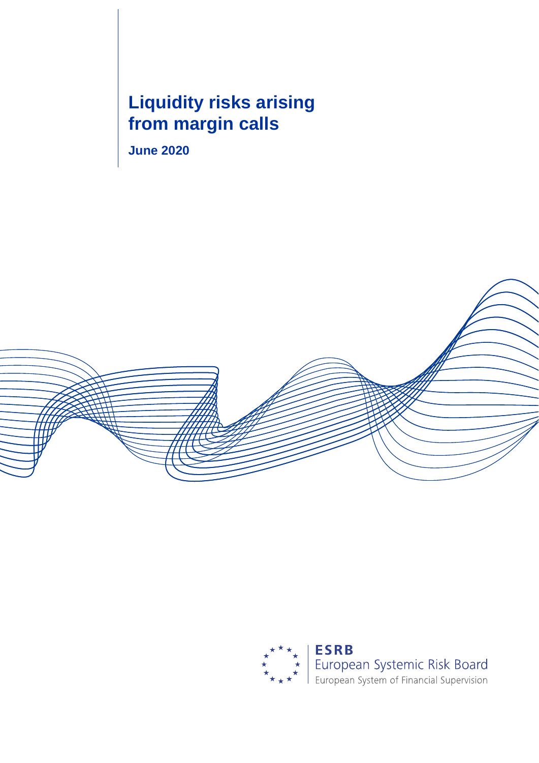# Liquidity risks arising from margin calls

**June 2020**

**ESRB**
European Systemic Risk Board
European System of Financial Supervision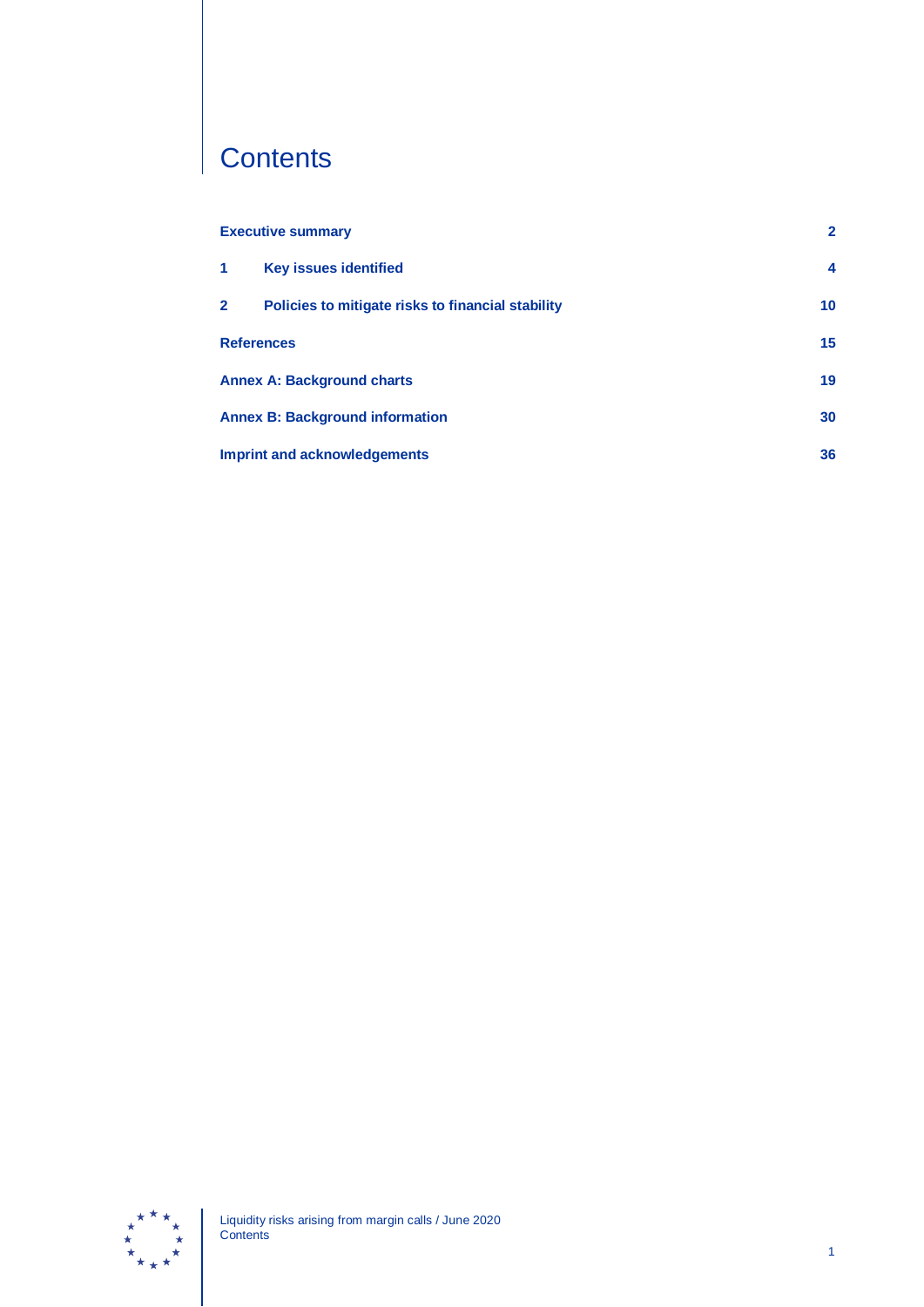# Contents

| | |
|---|---|
| **Executive summary** | **2** |
| **1 Key issues identified** | **4** |
| **2 Policies to mitigate risks to financial stability** | **10** |
| **References** | **15** |
| **Annex A: Background charts** | **19** |
| **Annex B: Background information** | **30** |
| **Imprint and acknowledgements** | **36** |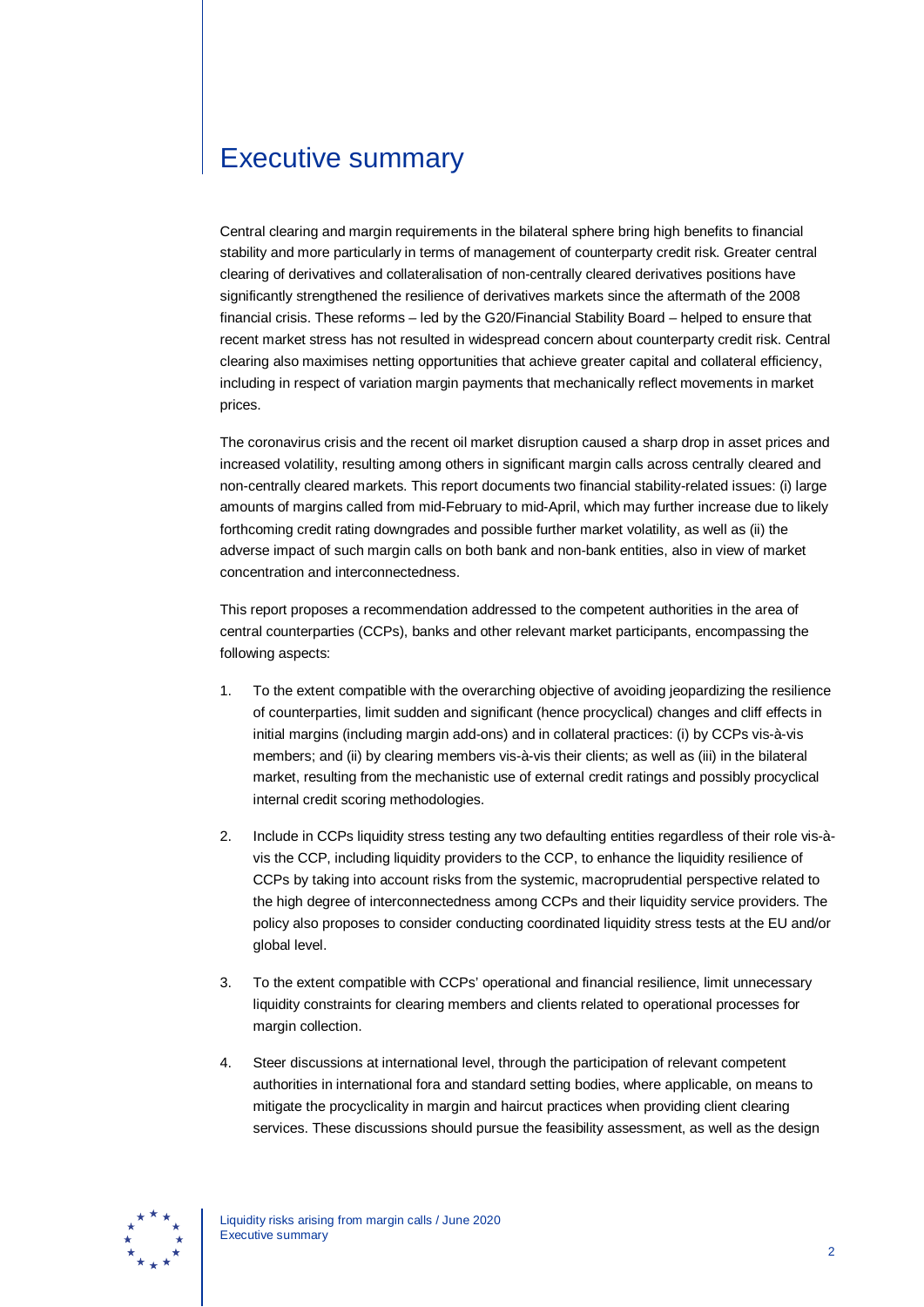# Executive summary

Central clearing and margin requirements in the bilateral sphere bring high benefits to financial stability and more particularly in terms of management of counterparty credit risk. Greater central clearing of derivatives and collateralisation of non-centrally cleared derivatives positions have significantly strengthened the resilience of derivatives markets since the aftermath of the 2008 financial crisis. These reforms – led by the G20/Financial Stability Board – helped to ensure that recent market stress has not resulted in widespread concern about counterparty credit risk. Central clearing also maximises netting opportunities that achieve greater capital and collateral efficiency, including in respect of variation margin payments that mechanically reflect movements in market prices.

The coronavirus crisis and the recent oil market disruption caused a sharp drop in asset prices and increased volatility, resulting among others in significant margin calls across centrally cleared and non-centrally cleared markets. This report documents two financial stability-related issues: (i) large amounts of margins called from mid-February to mid-April, which may further increase due to likely forthcoming credit rating downgrades and possible further market volatility, as well as (ii) the adverse impact of such margin calls on both bank and non-bank entities, also in view of market concentration and interconnectedness.

This report proposes a recommendation addressed to the competent authorities in the area of central counterparties (CCPs), banks and other relevant market participants, encompassing the following aspects:

1. To the extent compatible with the overarching objective of avoiding jeopardizing the resilience of counterparties, limit sudden and significant (hence procyclical) changes and cliff effects in initial margins (including margin add-ons) and in collateral practices: (i) by CCPs vis-à-vis members; and (ii) by clearing members vis-à-vis their clients; as well as (iii) in the bilateral market, resulting from the mechanistic use of external credit ratings and possibly procyclical internal credit scoring methodologies.
2. Include in CCPs liquidity stress testing any two defaulting entities regardless of their role vis-à-vis the CCP, including liquidity providers to the CCP, to enhance the liquidity resilience of CCPs by taking into account risks from the systemic, macroprudential perspective related to the high degree of interconnectedness among CCPs and their liquidity service providers. The policy also proposes to consider conducting coordinated liquidity stress tests at the EU and/or global level.
3. To the extent compatible with CCPs' operational and financial resilience, limit unnecessary liquidity constraints for clearing members and clients related to operational processes for margin collection.
4. Steer discussions at international level, through the participation of relevant competent authorities in international fora and standard setting bodies, where applicable, on means to mitigate the procyclicality in margin and haircut practices when providing client clearing services. These discussions should pursue the feasibility assessment, as well as the design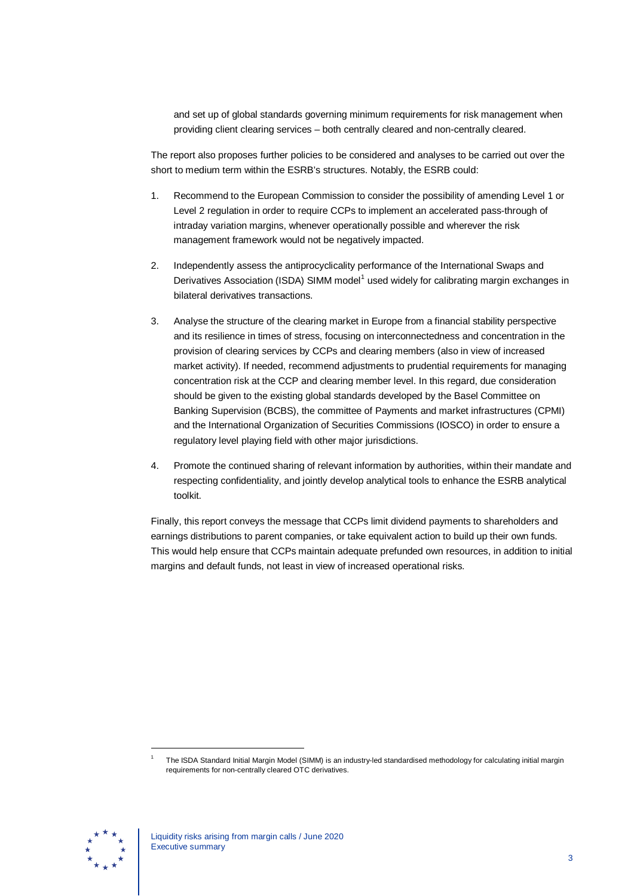and set up of global standards governing minimum requirements for risk management when providing client clearing services – both centrally cleared and non-centrally cleared.

The report also proposes further policies to be considered and analyses to be carried out over the short to medium term within the ESRB's structures. Notably, the ESRB could:

1. Recommend to the European Commission to consider the possibility of amending Level 1 or Level 2 regulation in order to require CCPs to implement an accelerated pass-through of intraday variation margins, whenever operationally possible and wherever the risk management framework would not be negatively impacted.

2. Independently assess the antiprocyclicality performance of the International Swaps and Derivatives Association (ISDA) SIMM model[1] used widely for calibrating margin exchanges in bilateral derivatives transactions.

3. Analyse the structure of the clearing market in Europe from a financial stability perspective and its resilience in times of stress, focusing on interconnectedness and concentration in the provision of clearing services by CCPs and clearing members (also in view of increased market activity). If needed, recommend adjustments to prudential requirements for managing concentration risk at the CCP and clearing member level. In this regard, due consideration should be given to the existing global standards developed by the Basel Committee on Banking Supervision (BCBS), the committee of Payments and market infrastructures (CPMI) and the International Organization of Securities Commissions (IOSCO) in order to ensure a regulatory level playing field with other major jurisdictions.

4. Promote the continued sharing of relevant information by authorities, within their mandate and respecting confidentiality, and jointly develop analytical tools to enhance the ESRB analytical toolkit.

Finally, this report conveys the message that CCPs limit dividend payments to shareholders and earnings distributions to parent companies, or take equivalent action to build up their own funds. This would help ensure that CCPs maintain adequate prefunded own resources, in addition to initial margins and default funds, not least in view of increased operational risks.

[1] The ISDA Standard Initial Margin Model (SIMM) is an industry-led standardised methodology for calculating initial margin requirements for non-centrally cleared OTC derivatives.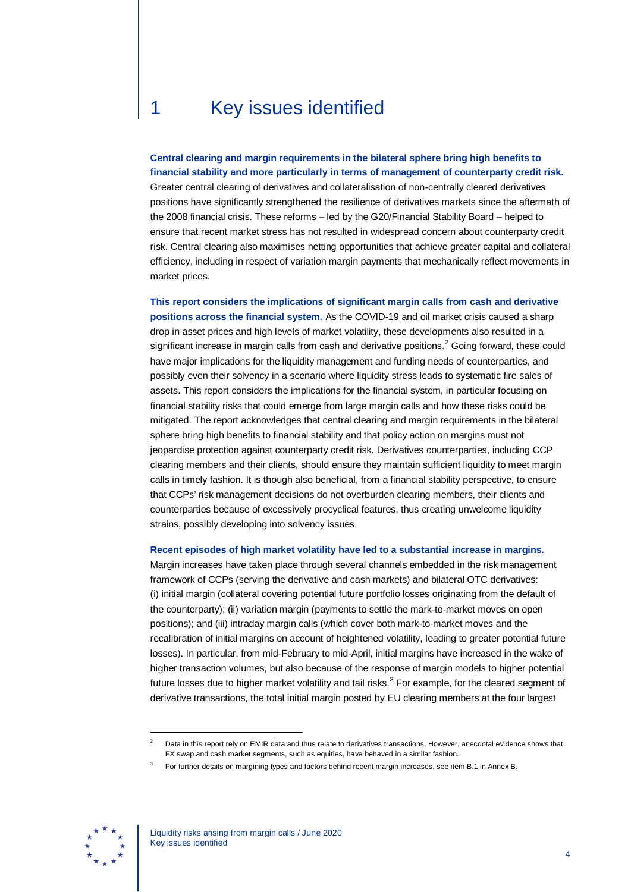# 1 Key issues identified

**Central clearing and margin requirements in the bilateral sphere bring high benefits to financial stability and more particularly in terms of management of counterparty credit risk.** Greater central clearing of derivatives and collateralisation of non-centrally cleared derivatives positions have significantly strengthened the resilience of derivatives markets since the aftermath of the 2008 financial crisis. These reforms – led by the G20/Financial Stability Board – helped to ensure that recent market stress has not resulted in widespread concern about counterparty credit risk. Central clearing also maximises netting opportunities that achieve greater capital and collateral efficiency, including in respect of variation margin payments that mechanically reflect movements in market prices.

**This report considers the implications of significant margin calls from cash and derivative positions across the financial system.** As the COVID-19 and oil market crisis caused a sharp drop in asset prices and high levels of market volatility, these developments also resulted in a significant increase in margin calls from cash and derivative positions.[2] Going forward, these could have major implications for the liquidity management and funding needs of counterparties, and possibly even their solvency in a scenario where liquidity stress leads to systematic fire sales of assets. This report considers the implications for the financial system, in particular focusing on financial stability risks that could emerge from large margin calls and how these risks could be mitigated. The report acknowledges that central clearing and margin requirements in the bilateral sphere bring high benefits to financial stability and that policy action on margins must not jeopardise protection against counterparty credit risk. Derivatives counterparties, including CCP clearing members and their clients, should ensure they maintain sufficient liquidity to meet margin calls in timely fashion. It is though also beneficial, from a financial stability perspective, to ensure that CCPs' risk management decisions do not overburden clearing members, their clients and counterparties because of excessively procyclical features, thus creating unwelcome liquidity strains, possibly developing into solvency issues.

**Recent episodes of high market volatility have led to a substantial increase in margins.** Margin increases have taken place through several channels embedded in the risk management framework of CCPs (serving the derivative and cash markets) and bilateral OTC derivatives: (i) initial margin (collateral covering potential future portfolio losses originating from the default of the counterparty); (ii) variation margin (payments to settle the mark-to-market moves on open positions); and (iii) intraday margin calls (which cover both mark-to-market moves and the recalibration of initial margins on account of heightened volatility, leading to greater potential future losses). In particular, from mid-February to mid-April, initial margins have increased in the wake of higher transaction volumes, but also because of the response of margin models to higher potential future losses due to higher market volatility and tail risks.[3] For example, for the cleared segment of derivative transactions, the total initial margin posted by EU clearing members at the four largest

[2] Data in this report rely on EMIR data and thus relate to derivatives transactions. However, anecdotal evidence shows that FX swap and cash market segments, such as equities, have behaved in a similar fashion.

[3] For further details on margining types and factors behind recent margin increases, see item B.1 in Annex B.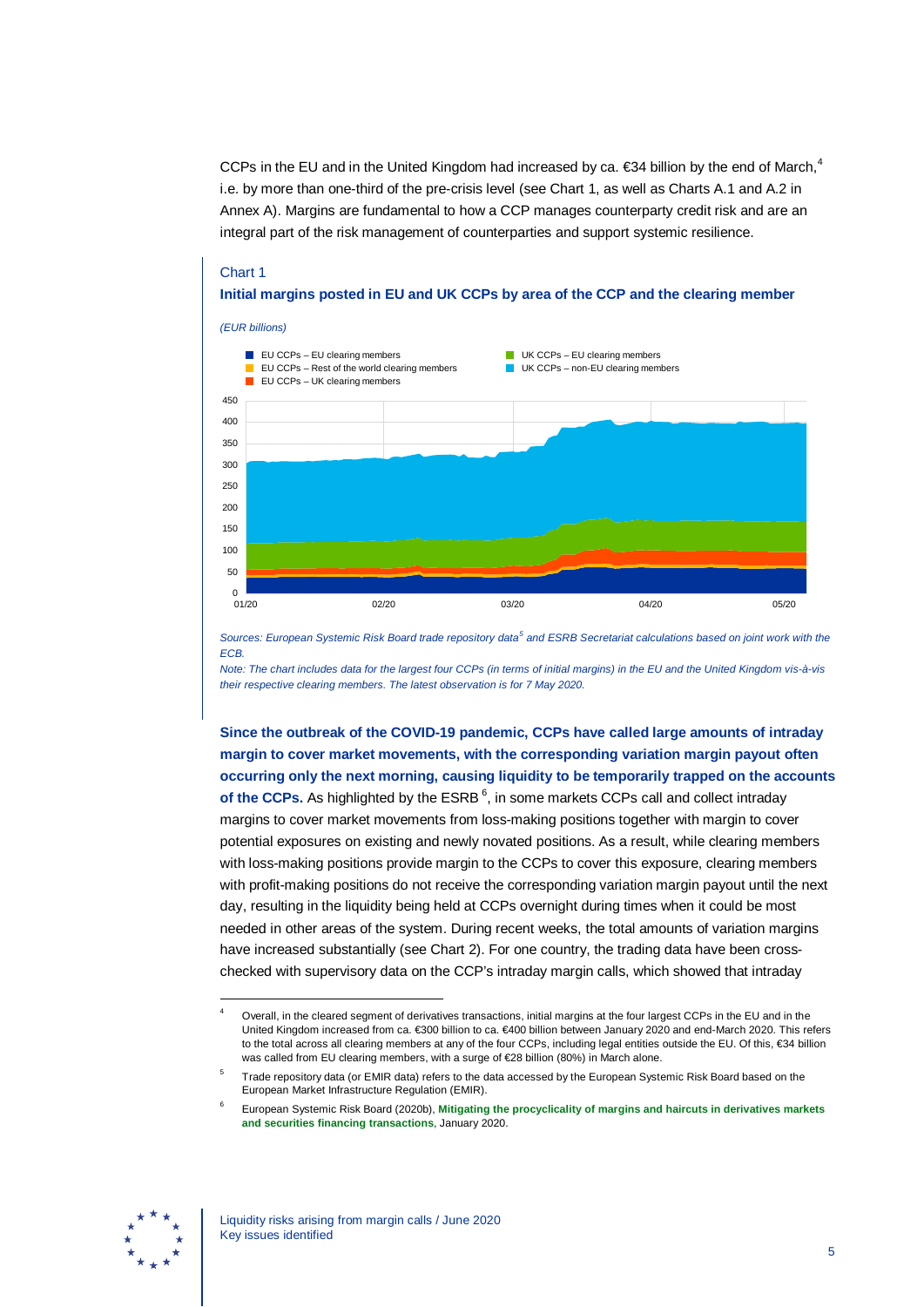CCPs in the EU and in the United Kingdom had increased by ca. €34 billion by the end of March,[4] i.e. by more than one-third of the pre-crisis level (see Chart 1, as well as Charts A.1 and A.2 in Annex A). Margins are fundamental to how a CCP manages counterparty credit risk and are an integral part of the risk management of counterparties and support systemic resilience.

Chart 1

**Initial margins posted in EU and UK CCPs by area of the CCP and the clearing member**

*(EUR billions)*

*Sources: European Systemic Risk Board trade repository data[5] and ESRB Secretariat calculations based on joint work with the ECB.*

*Note: The chart includes data for the largest four CCPs (in terms of initial margins) in the EU and the United Kingdom vis-à-vis their respective clearing members. The latest observation is for 7 May 2020.*

**Since the outbreak of the COVID-19 pandemic, CCPs have called large amounts of intraday margin to cover market movements, with the corresponding variation margin payout often occurring only the next morning, causing liquidity to be temporarily trapped on the accounts of the CCPs.** As highlighted by the ESRB [6], in some markets CCPs call and collect intraday margins to cover market movements from loss-making positions together with margin to cover potential exposures on existing and newly novated positions. As a result, while clearing members with loss-making positions provide margin to the CCPs to cover this exposure, clearing members with profit-making positions do not receive the corresponding variation margin payout until the next day, resulting in the liquidity being held at CCPs overnight during times when it could be most needed in other areas of the system. During recent weeks, the total amounts of variation margins have increased substantially (see Chart 2). For one country, the trading data have been cross-checked with supervisory data on the CCP's intraday margin calls, which showed that intraday

---

[4] Overall, in the cleared segment of derivatives transactions, initial margins at the four largest CCPs in the EU and in the United Kingdom increased from ca. €300 billion to ca. €400 billion between January 2020 and end-March 2020. This refers to the total across all clearing members at any of the four CCPs, including legal entities outside the EU. Of this, €34 billion was called from EU clearing members, with a surge of €28 billion (80%) in March alone.

[5] Trade repository data (or EMIR data) refers to the data accessed by the European Systemic Risk Board based on the European Market Infrastructure Regulation (EMIR).

[6] European Systemic Risk Board (2020b), **Mitigating the procyclicality of margins and haircuts in derivatives markets and securities financing transactions**, January 2020.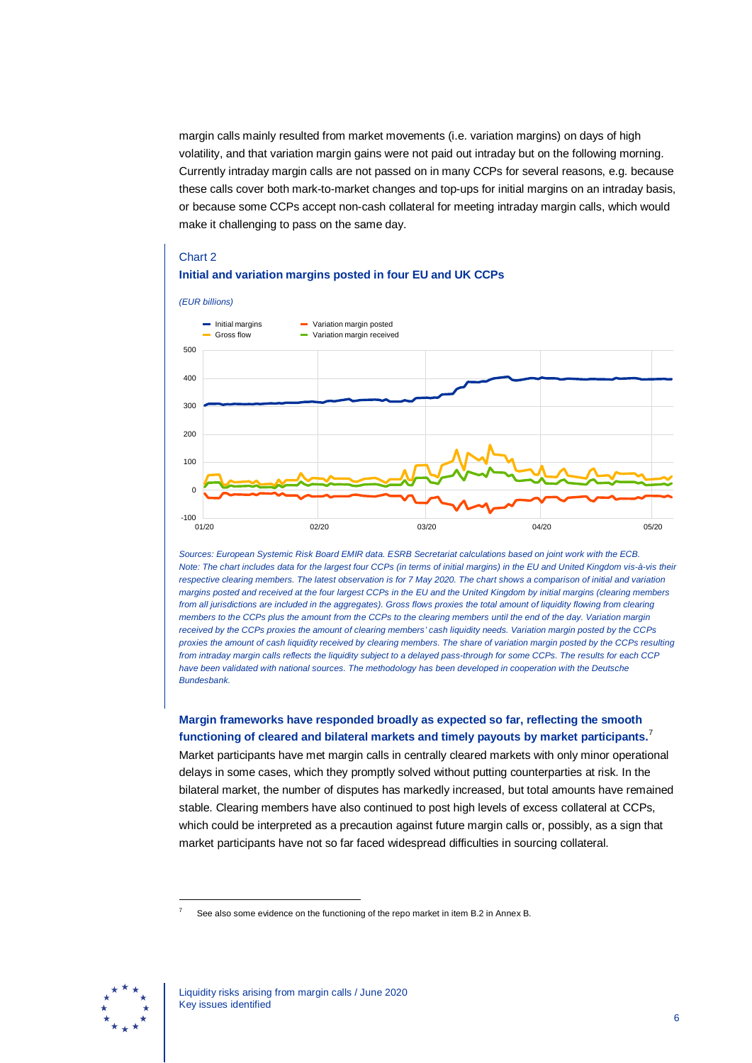margin calls mainly resulted from market movements (i.e. variation margins) on days of high volatility, and that variation margin gains were not paid out intraday but on the following morning. Currently intraday margin calls are not passed on in many CCPs for several reasons, e.g. because these calls cover both mark-to-market changes and top-ups for initial margins on an intraday basis, or because some CCPs accept non-cash collateral for meeting intraday margin calls, which would make it challenging to pass on the same day.

Chart 2

**Initial and variation margins posted in four EU and UK CCPs**

*(EUR billions)*

*Sources: European Systemic Risk Board EMIR data. ESRB Secretariat calculations based on joint work with the ECB.*
*Note: The chart includes data for the largest four CCPs (in terms of initial margins) in the EU and United Kingdom vis-à-vis their respective clearing members. The latest observation is for 7 May 2020. The chart shows a comparison of initial and variation margins posted and received at the four largest CCPs in the EU and the United Kingdom by initial margins (clearing members from all jurisdictions are included in the aggregates). Gross flows proxies the total amount of liquidity flowing from clearing members to the CCPs plus the amount from the CCPs to the clearing members until the end of the day. Variation margin received by the CCPs proxies the amount of clearing members' cash liquidity needs. Variation margin posted by the CCPs proxies the amount of cash liquidity received by clearing members. The share of variation margin posted by the CCPs resulting from intraday margin calls reflects the liquidity subject to a delayed pass-through for some CCPs. The results for each CCP have been validated with national sources. The methodology has been developed in cooperation with the Deutsche Bundesbank.*

**Margin frameworks have responded broadly as expected so far, reflecting the smooth functioning of cleared and bilateral markets and timely payouts by market participants.**[7]
Market participants have met margin calls in centrally cleared markets with only minor operational delays in some cases, which they promptly solved without putting counterparties at risk. In the bilateral market, the number of disputes has markedly increased, but total amounts have remained stable. Clearing members have also continued to post high levels of excess collateral at CCPs, which could be interpreted as a precaution against future margin calls or, possibly, as a sign that market participants have not so far faced widespread difficulties in sourcing collateral.

[7] See also some evidence on the functioning of the repo market in item B.2 in Annex B.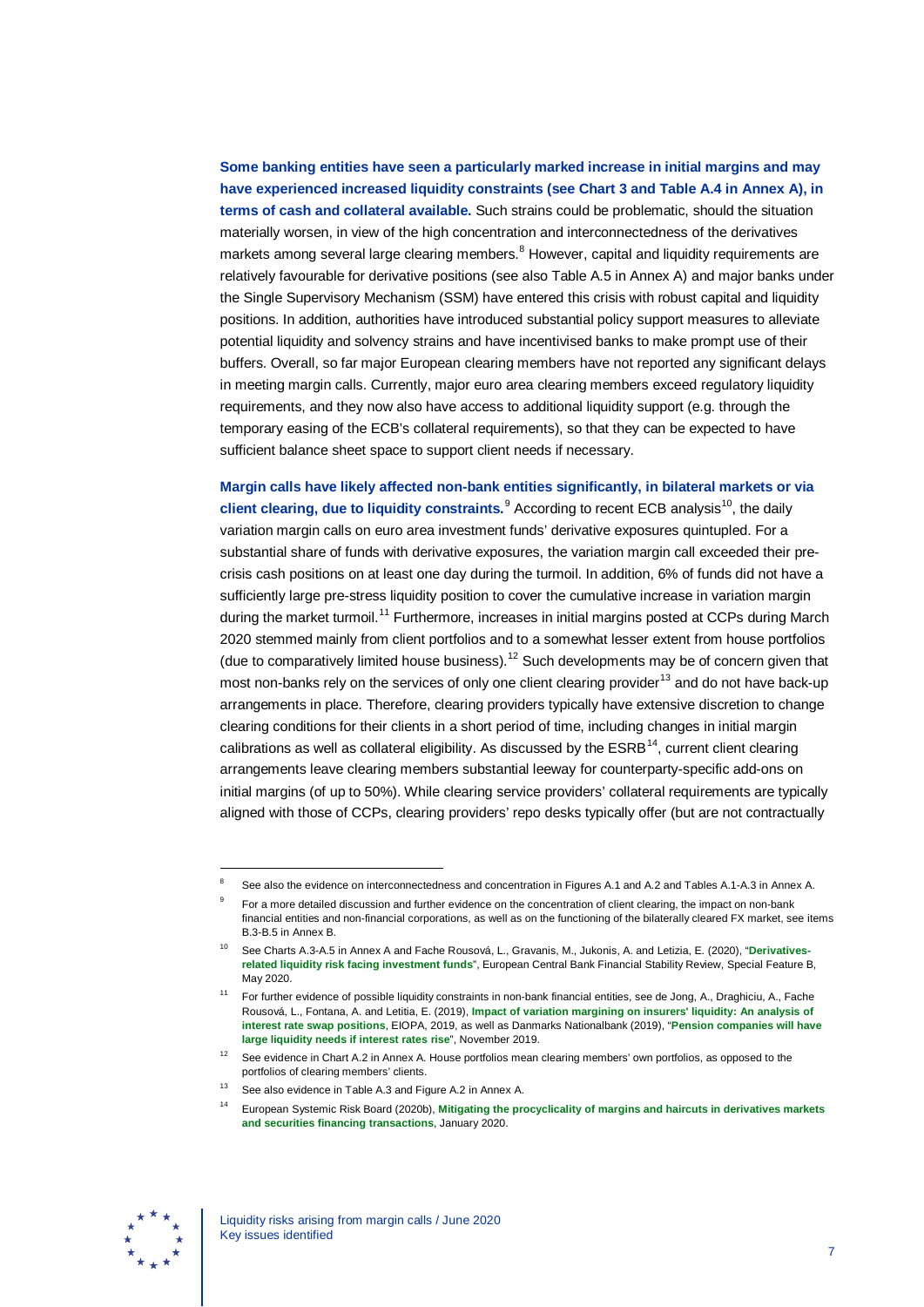**Some banking entities have seen a particularly marked increase in initial margins and may have experienced increased liquidity constraints (see Chart 3 and Table A.4 in Annex A), in terms of cash and collateral available.** Such strains could be problematic, should the situation materially worsen, in view of the high concentration and interconnectedness of the derivatives markets among several large clearing members.[8] However, capital and liquidity requirements are relatively favourable for derivative positions (see also Table A.5 in Annex A) and major banks under the Single Supervisory Mechanism (SSM) have entered this crisis with robust capital and liquidity positions. In addition, authorities have introduced substantial policy support measures to alleviate potential liquidity and solvency strains and have incentivised banks to make prompt use of their buffers. Overall, so far major European clearing members have not reported any significant delays in meeting margin calls. Currently, major euro area clearing members exceed regulatory liquidity requirements, and they now also have access to additional liquidity support (e.g. through the temporary easing of the ECB's collateral requirements), so that they can be expected to have sufficient balance sheet space to support client needs if necessary.

**Margin calls have likely affected non-bank entities significantly, in bilateral markets or via client clearing, due to liquidity constraints.**[9] According to recent ECB analysis[10], the daily variation margin calls on euro area investment funds' derivative exposures quintupled. For a substantial share of funds with derivative exposures, the variation margin call exceeded their pre-crisis cash positions on at least one day during the turmoil. In addition, 6% of funds did not have a sufficiently large pre-stress liquidity position to cover the cumulative increase in variation margin during the market turmoil.[11] Furthermore, increases in initial margins posted at CCPs during March 2020 stemmed mainly from client portfolios and to a somewhat lesser extent from house portfolios (due to comparatively limited house business).[12] Such developments may be of concern given that most non-banks rely on the services of only one client clearing provider[13] and do not have back-up arrangements in place. Therefore, clearing providers typically have extensive discretion to change clearing conditions for their clients in a short period of time, including changes in initial margin calibrations as well as collateral eligibility. As discussed by the ESRB[14], current client clearing arrangements leave clearing members substantial leeway for counterparty-specific add-ons on initial margins (of up to 50%). While clearing service providers' collateral requirements are typically aligned with those of CCPs, clearing providers' repo desks typically offer (but are not contractually

---

[8] See also the evidence on interconnectedness and concentration in Figures A.1 and A.2 and Tables A.1-A.3 in Annex A.

[9] For a more detailed discussion and further evidence on the concentration of client clearing, the impact on non-bank financial entities and non-financial corporations, as well as on the functioning of the bilaterally cleared FX market, see items B.3-B.5 in Annex B.

[10] See Charts A.3-A.5 in Annex A and Fache Rousová, L., Gravanis, M., Jukonis, A. and Letizia, E. (2020), "Derivatives-related liquidity risk facing investment funds", European Central Bank Financial Stability Review, Special Feature B, May 2020.

[11] For further evidence of possible liquidity constraints in non-bank financial entities, see de Jong, A., Draghiciu, A., Fache Rousová, L., Fontana, A. and Letitia, E. (2019), Impact of variation margining on insurers' liquidity: An analysis of interest rate swap positions, EIOPA, 2019, as well as Danmarks Nationalbank (2019), "Pension companies will have large liquidity needs if interest rates rise", November 2019.

[12] See evidence in Chart A.2 in Annex A. House portfolios mean clearing members' own portfolios, as opposed to the portfolios of clearing members' clients.

[13] See also evidence in Table A.3 and Figure A.2 in Annex A.

[14] European Systemic Risk Board (2020b), Mitigating the procyclicality of margins and haircuts in derivatives markets and securities financing transactions, January 2020.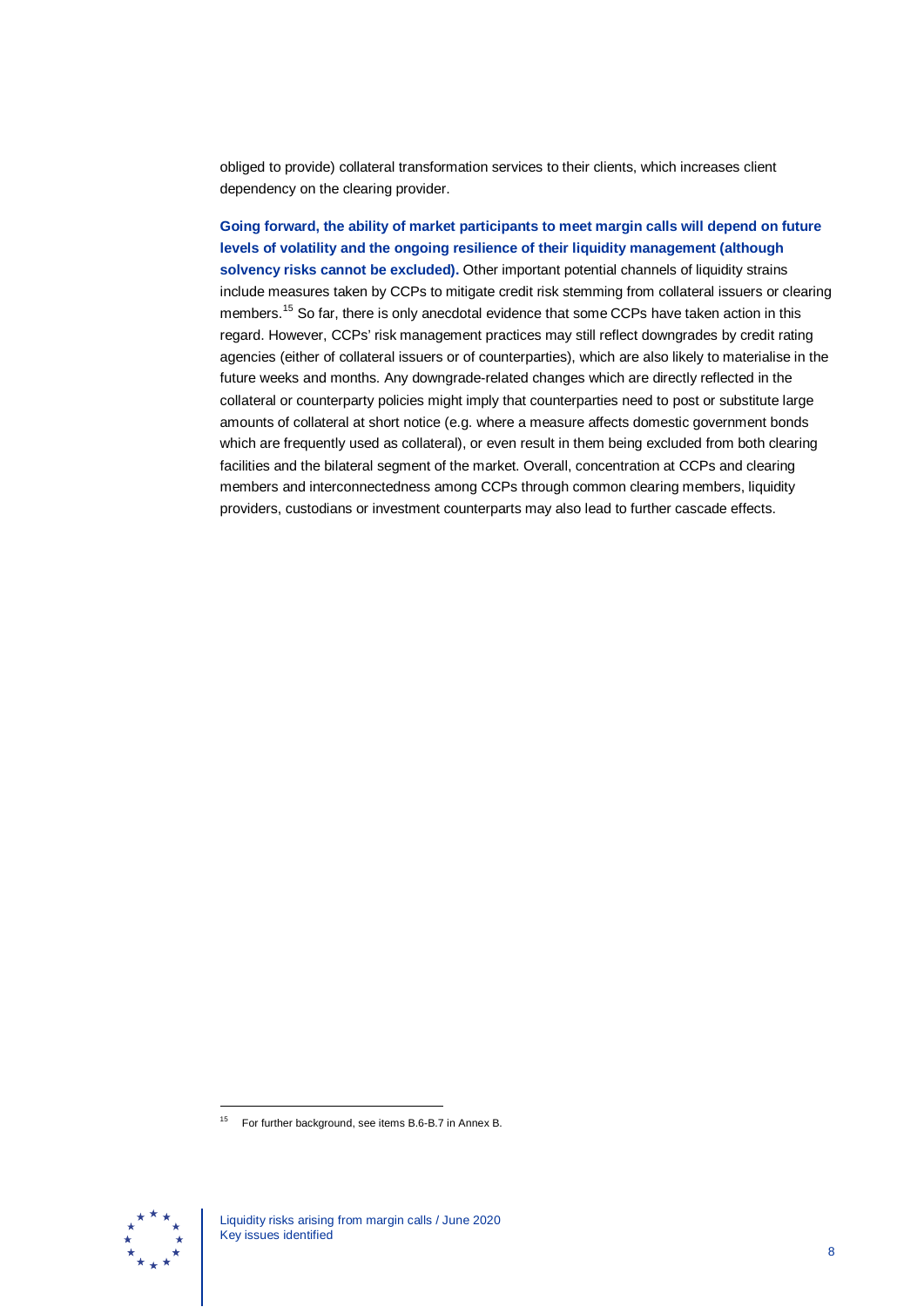obliged to provide) collateral transformation services to their clients, which increases client dependency on the clearing provider.

**Going forward, the ability of market participants to meet margin calls will depend on future levels of volatility and the ongoing resilience of their liquidity management (although solvency risks cannot be excluded).** Other important potential channels of liquidity strains include measures taken by CCPs to mitigate credit risk stemming from collateral issuers or clearing members.[15] So far, there is only anecdotal evidence that some CCPs have taken action in this regard. However, CCPs' risk management practices may still reflect downgrades by credit rating agencies (either of collateral issuers or of counterparties), which are also likely to materialise in the future weeks and months. Any downgrade-related changes which are directly reflected in the collateral or counterparty policies might imply that counterparties need to post or substitute large amounts of collateral at short notice (e.g. where a measure affects domestic government bonds which are frequently used as collateral), or even result in them being excluded from both clearing facilities and the bilateral segment of the market. Overall, concentration at CCPs and clearing members and interconnectedness among CCPs through common clearing members, liquidity providers, custodians or investment counterparts may also lead to further cascade effects.

[15] For further background, see items B.6-B.7 in Annex B.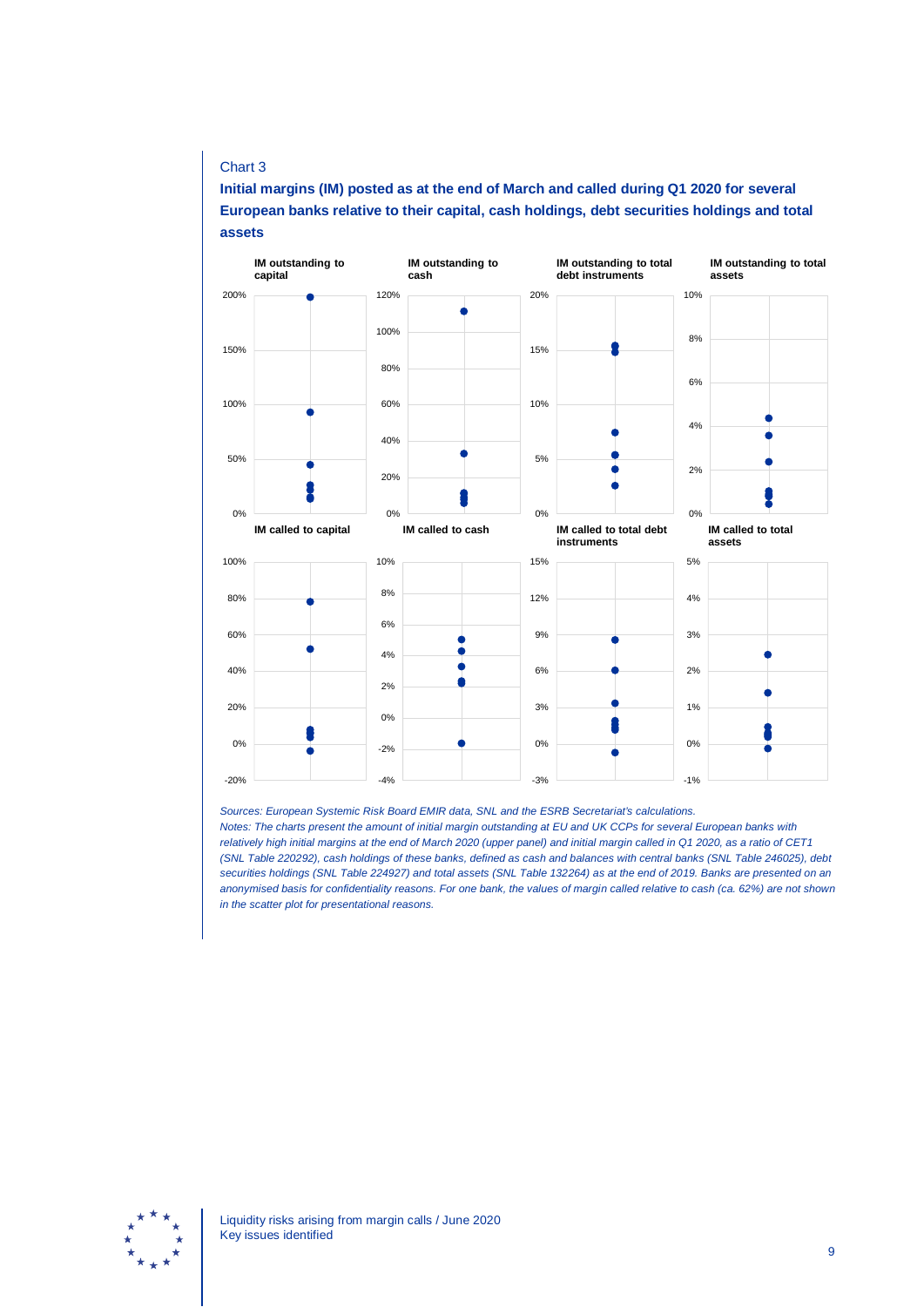Chart 3

**Initial margins (IM) posted as at the end of March and called during Q1 2020 for several European banks relative to their capital, cash holdings, debt securities holdings and total assets**

*Sources: European Systemic Risk Board EMIR data, SNL and the ESRB Secretariat's calculations.*

*Notes: The charts present the amount of initial margin outstanding at EU and UK CCPs for several European banks with relatively high initial margins at the end of March 2020 (upper panel) and initial margin called in Q1 2020, as a ratio of CET1 (SNL Table 220292), cash holdings of these banks, defined as cash and balances with central banks (SNL Table 246025), debt securities holdings (SNL Table 224927) and total assets (SNL Table 132264) as at the end of 2019. Banks are presented on an anonymised basis for confidentiality reasons. For one bank, the values of margin called relative to cash (ca. 62%) are not shown in the scatter plot for presentational reasons.*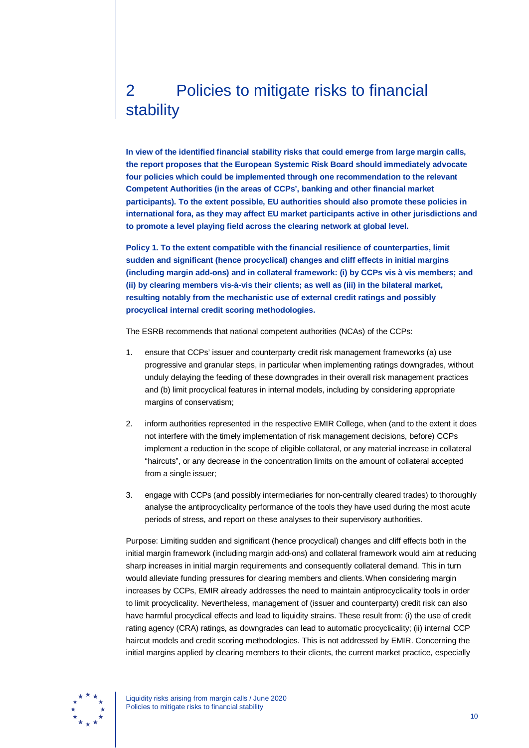# 2 Policies to mitigate risks to financial stability

**In view of the identified financial stability risks that could emerge from large margin calls, the report proposes that the European Systemic Risk Board should immediately advocate four policies which could be implemented through one recommendation to the relevant Competent Authorities (in the areas of CCPs', banking and other financial market participants). To the extent possible, EU authorities should also promote these policies in international fora, as they may affect EU market participants active in other jurisdictions and to promote a level playing field across the clearing network at global level.**

**Policy 1. To the extent compatible with the financial resilience of counterparties, limit sudden and significant (hence procyclical) changes and cliff effects in initial margins (including margin add-ons) and in collateral framework: (i) by CCPs vis à vis members; and (ii) by clearing members vis-à-vis their clients; as well as (iii) in the bilateral market, resulting notably from the mechanistic use of external credit ratings and possibly procyclical internal credit scoring methodologies.**

The ESRB recommends that national competent authorities (NCAs) of the CCPs:

1. ensure that CCPs' issuer and counterparty credit risk management frameworks (a) use progressive and granular steps, in particular when implementing ratings downgrades, without unduly delaying the feeding of these downgrades in their overall risk management practices and (b) limit procyclical features in internal models, including by considering appropriate margins of conservatism;
2. inform authorities represented in the respective EMIR College, when (and to the extent it does not interfere with the timely implementation of risk management decisions, before) CCPs implement a reduction in the scope of eligible collateral, or any material increase in collateral "haircuts", or any decrease in the concentration limits on the amount of collateral accepted from a single issuer;
3. engage with CCPs (and possibly intermediaries for non-centrally cleared trades) to thoroughly analyse the antiprocyclicality performance of the tools they have used during the most acute periods of stress, and report on these analyses to their supervisory authorities.

Purpose: Limiting sudden and significant (hence procyclical) changes and cliff effects both in the initial margin framework (including margin add-ons) and collateral framework would aim at reducing sharp increases in initial margin requirements and consequently collateral demand. This in turn would alleviate funding pressures for clearing members and clients. When considering margin increases by CCPs, EMIR already addresses the need to maintain antiprocyclicality tools in order to limit procyclicality. Nevertheless, management of (issuer and counterparty) credit risk can also have harmful procyclical effects and lead to liquidity strains. These result from: (i) the use of credit rating agency (CRA) ratings, as downgrades can lead to automatic procyclicality; (ii) internal CCP haircut models and credit scoring methodologies. This is not addressed by EMIR. Concerning the initial margins applied by clearing members to their clients, the current market practice, especially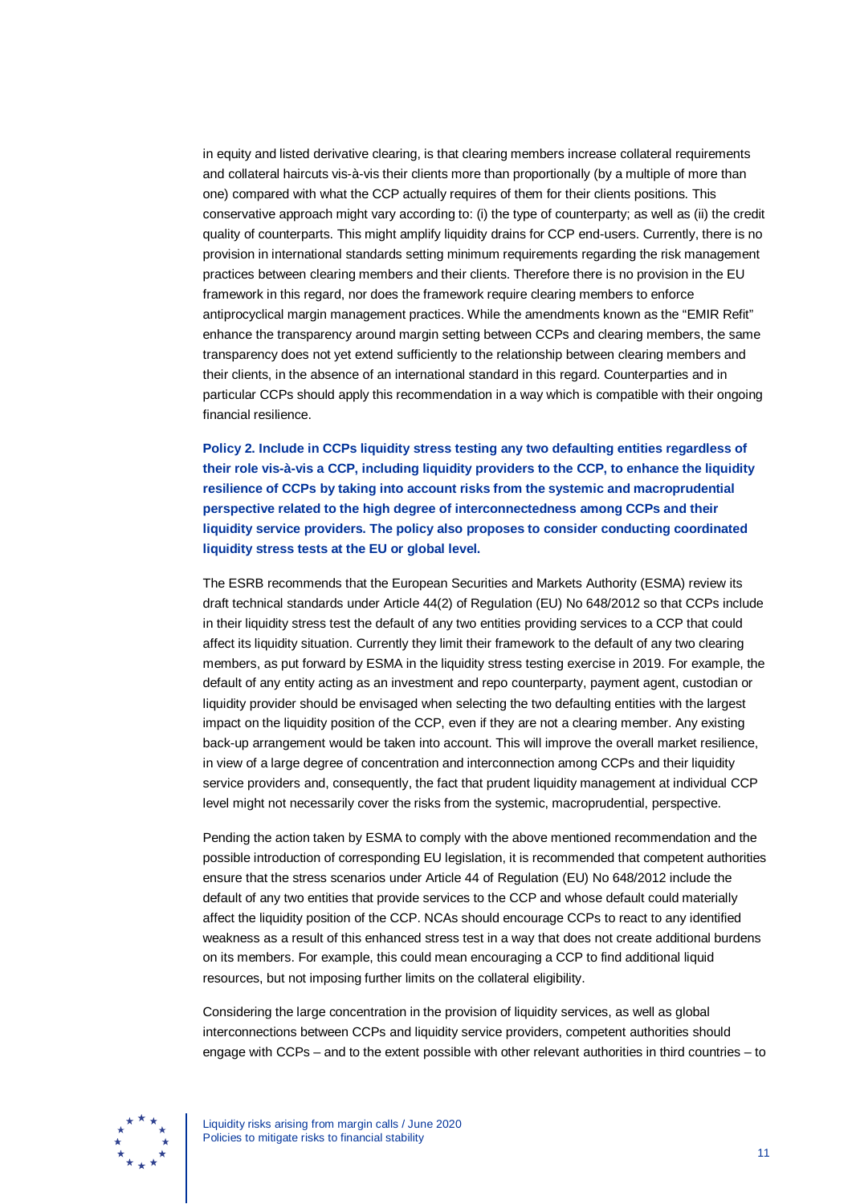in equity and listed derivative clearing, is that clearing members increase collateral requirements and collateral haircuts vis-à-vis their clients more than proportionally (by a multiple of more than one) compared with what the CCP actually requires of them for their clients positions. This conservative approach might vary according to: (i) the type of counterparty; as well as (ii) the credit quality of counterparts. This might amplify liquidity drains for CCP end-users. Currently, there is no provision in international standards setting minimum requirements regarding the risk management practices between clearing members and their clients. Therefore there is no provision in the EU framework in this regard, nor does the framework require clearing members to enforce antiprocyclical margin management practices. While the amendments known as the "EMIR Refit" enhance the transparency around margin setting between CCPs and clearing members, the same transparency does not yet extend sufficiently to the relationship between clearing members and their clients, in the absence of an international standard in this regard. Counterparties and in particular CCPs should apply this recommendation in a way which is compatible with their ongoing financial resilience.

**Policy 2. Include in CCPs liquidity stress testing any two defaulting entities regardless of their role vis-à-vis a CCP, including liquidity providers to the CCP, to enhance the liquidity resilience of CCPs by taking into account risks from the systemic and macroprudential perspective related to the high degree of interconnectedness among CCPs and their liquidity service providers. The policy also proposes to consider conducting coordinated liquidity stress tests at the EU or global level.**

The ESRB recommends that the European Securities and Markets Authority (ESMA) review its draft technical standards under Article 44(2) of Regulation (EU) No 648/2012 so that CCPs include in their liquidity stress test the default of any two entities providing services to a CCP that could affect its liquidity situation. Currently they limit their framework to the default of any two clearing members, as put forward by ESMA in the liquidity stress testing exercise in 2019. For example, the default of any entity acting as an investment and repo counterparty, payment agent, custodian or liquidity provider should be envisaged when selecting the two defaulting entities with the largest impact on the liquidity position of the CCP, even if they are not a clearing member. Any existing back-up arrangement would be taken into account. This will improve the overall market resilience, in view of a large degree of concentration and interconnection among CCPs and their liquidity service providers and, consequently, the fact that prudent liquidity management at individual CCP level might not necessarily cover the risks from the systemic, macroprudential, perspective.

Pending the action taken by ESMA to comply with the above mentioned recommendation and the possible introduction of corresponding EU legislation, it is recommended that competent authorities ensure that the stress scenarios under Article 44 of Regulation (EU) No 648/2012 include the default of any two entities that provide services to the CCP and whose default could materially affect the liquidity position of the CCP. NCAs should encourage CCPs to react to any identified weakness as a result of this enhanced stress test in a way that does not create additional burdens on its members. For example, this could mean encouraging a CCP to find additional liquid resources, but not imposing further limits on the collateral eligibility.

Considering the large concentration in the provision of liquidity services, as well as global interconnections between CCPs and liquidity service providers, competent authorities should engage with CCPs – and to the extent possible with other relevant authorities in third countries – to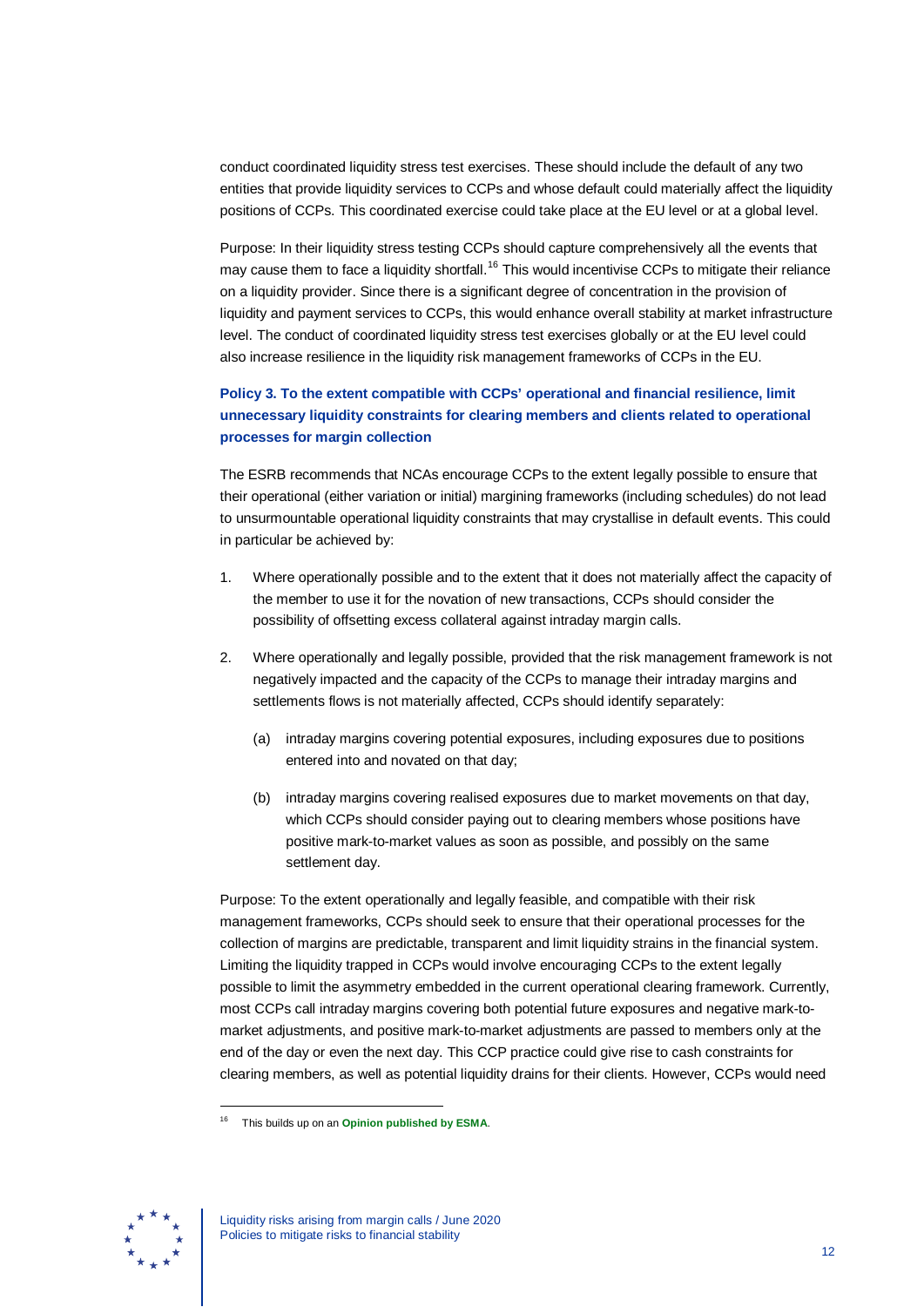conduct coordinated liquidity stress test exercises. These should include the default of any two entities that provide liquidity services to CCPs and whose default could materially affect the liquidity positions of CCPs. This coordinated exercise could take place at the EU level or at a global level.

Purpose: In their liquidity stress testing CCPs should capture comprehensively all the events that may cause them to face a liquidity shortfall.[16] This would incentivise CCPs to mitigate their reliance on a liquidity provider. Since there is a significant degree of concentration in the provision of liquidity and payment services to CCPs, this would enhance overall stability at market infrastructure level. The conduct of coordinated liquidity stress test exercises globally or at the EU level could also increase resilience in the liquidity risk management frameworks of CCPs in the EU.

### Policy 3. To the extent compatible with CCPs' operational and financial resilience, limit unnecessary liquidity constraints for clearing members and clients related to operational processes for margin collection

The ESRB recommends that NCAs encourage CCPs to the extent legally possible to ensure that their operational (either variation or initial) margining frameworks (including schedules) do not lead to unsurmountable operational liquidity constraints that may crystallise in default events. This could in particular be achieved by:

1. Where operationally possible and to the extent that it does not materially affect the capacity of the member to use it for the novation of new transactions, CCPs should consider the possibility of offsetting excess collateral against intraday margin calls.
2. Where operationally and legally possible, provided that the risk management framework is not negatively impacted and the capacity of the CCPs to manage their intraday margins and settlements flows is not materially affected, CCPs should identify separately:
   - (a) intraday margins covering potential exposures, including exposures due to positions entered into and novated on that day;
   - (b) intraday margins covering realised exposures due to market movements on that day, which CCPs should consider paying out to clearing members whose positions have positive mark-to-market values as soon as possible, and possibly on the same settlement day.

Purpose: To the extent operationally and legally feasible, and compatible with their risk management frameworks, CCPs should seek to ensure that their operational processes for the collection of margins are predictable, transparent and limit liquidity strains in the financial system. Limiting the liquidity trapped in CCPs would involve encouraging CCPs to the extent legally possible to limit the asymmetry embedded in the current operational clearing framework. Currently, most CCPs call intraday margins covering both potential future exposures and negative mark-to-market adjustments, and positive mark-to-market adjustments are passed to members only at the end of the day or even the next day. This CCP practice could give rise to cash constraints for clearing members, as well as potential liquidity drains for their clients. However, CCPs would need

[16] This builds up on an **Opinion published by ESMA**.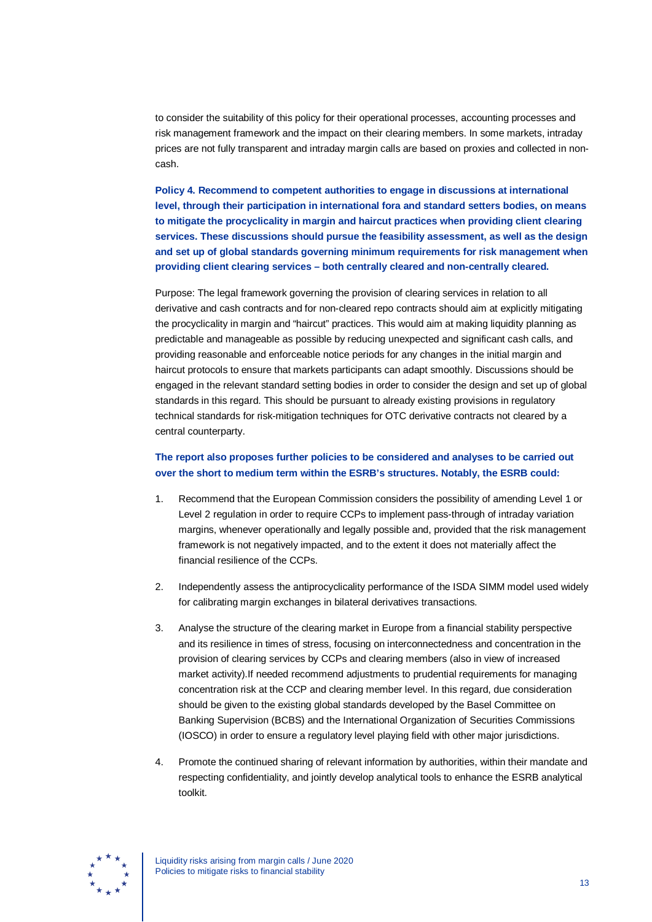to consider the suitability of this policy for their operational processes, accounting processes and risk management framework and the impact on their clearing members. In some markets, intraday prices are not fully transparent and intraday margin calls are based on proxies and collected in non-cash.

**Policy 4. Recommend to competent authorities to engage in discussions at international level, through their participation in international fora and standard setters bodies, on means to mitigate the procyclicality in margin and haircut practices when providing client clearing services. These discussions should pursue the feasibility assessment, as well as the design and set up of global standards governing minimum requirements for risk management when providing client clearing services – both centrally cleared and non-centrally cleared.**

Purpose: The legal framework governing the provision of clearing services in relation to all derivative and cash contracts and for non-cleared repo contracts should aim at explicitly mitigating the procyclicality in margin and "haircut" practices. This would aim at making liquidity planning as predictable and manageable as possible by reducing unexpected and significant cash calls, and providing reasonable and enforceable notice periods for any changes in the initial margin and haircut protocols to ensure that markets participants can adapt smoothly. Discussions should be engaged in the relevant standard setting bodies in order to consider the design and set up of global standards in this regard. This should be pursuant to already existing provisions in regulatory technical standards for risk-mitigation techniques for OTC derivative contracts not cleared by a central counterparty.

**The report also proposes further policies to be considered and analyses to be carried out over the short to medium term within the ESRB's structures. Notably, the ESRB could:**

1. Recommend that the European Commission considers the possibility of amending Level 1 or Level 2 regulation in order to require CCPs to implement pass-through of intraday variation margins, whenever operationally and legally possible and, provided that the risk management framework is not negatively impacted, and to the extent it does not materially affect the financial resilience of the CCPs.
2. Independently assess the antiprocyclicality performance of the ISDA SIMM model used widely for calibrating margin exchanges in bilateral derivatives transactions.
3. Analyse the structure of the clearing market in Europe from a financial stability perspective and its resilience in times of stress, focusing on interconnectedness and concentration in the provision of clearing services by CCPs and clearing members (also in view of increased market activity).If needed recommend adjustments to prudential requirements for managing concentration risk at the CCP and clearing member level. In this regard, due consideration should be given to the existing global standards developed by the Basel Committee on Banking Supervision (BCBS) and the International Organization of Securities Commissions (IOSCO) in order to ensure a regulatory level playing field with other major jurisdictions.
4. Promote the continued sharing of relevant information by authorities, within their mandate and respecting confidentiality, and jointly develop analytical tools to enhance the ESRB analytical toolkit.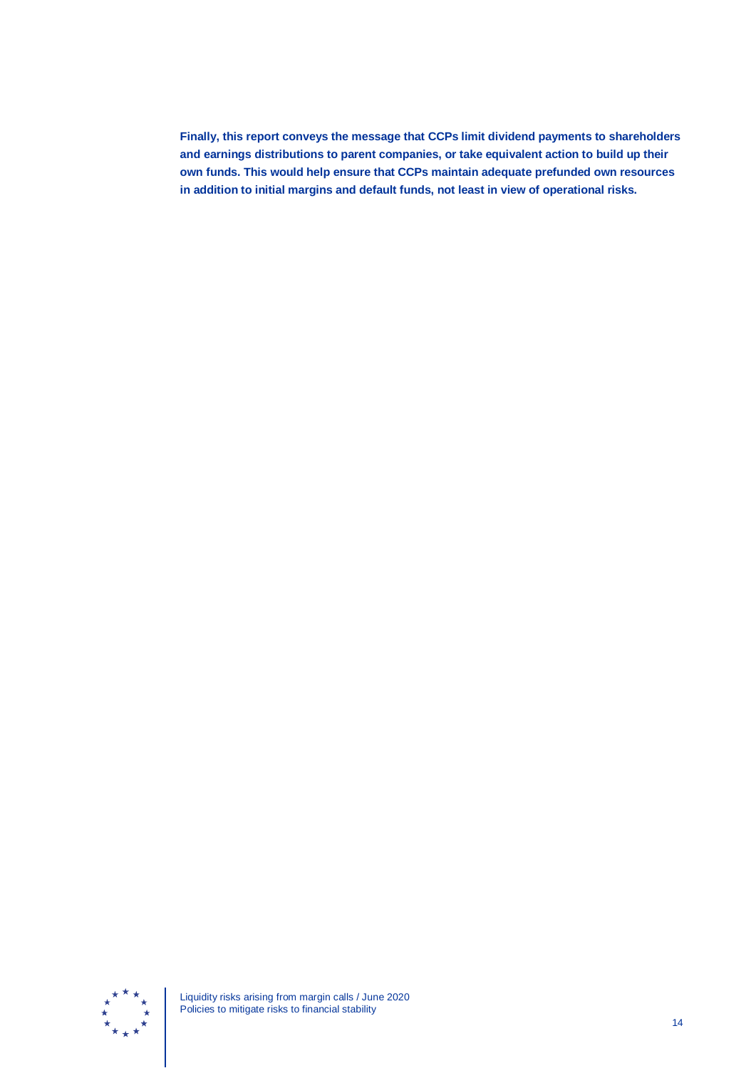**Finally, this report conveys the message that CCPs limit dividend payments to shareholders and earnings distributions to parent companies, or take equivalent action to build up their own funds. This would help ensure that CCPs maintain adequate prefunded own resources in addition to initial margins and default funds, not least in view of operational risks.**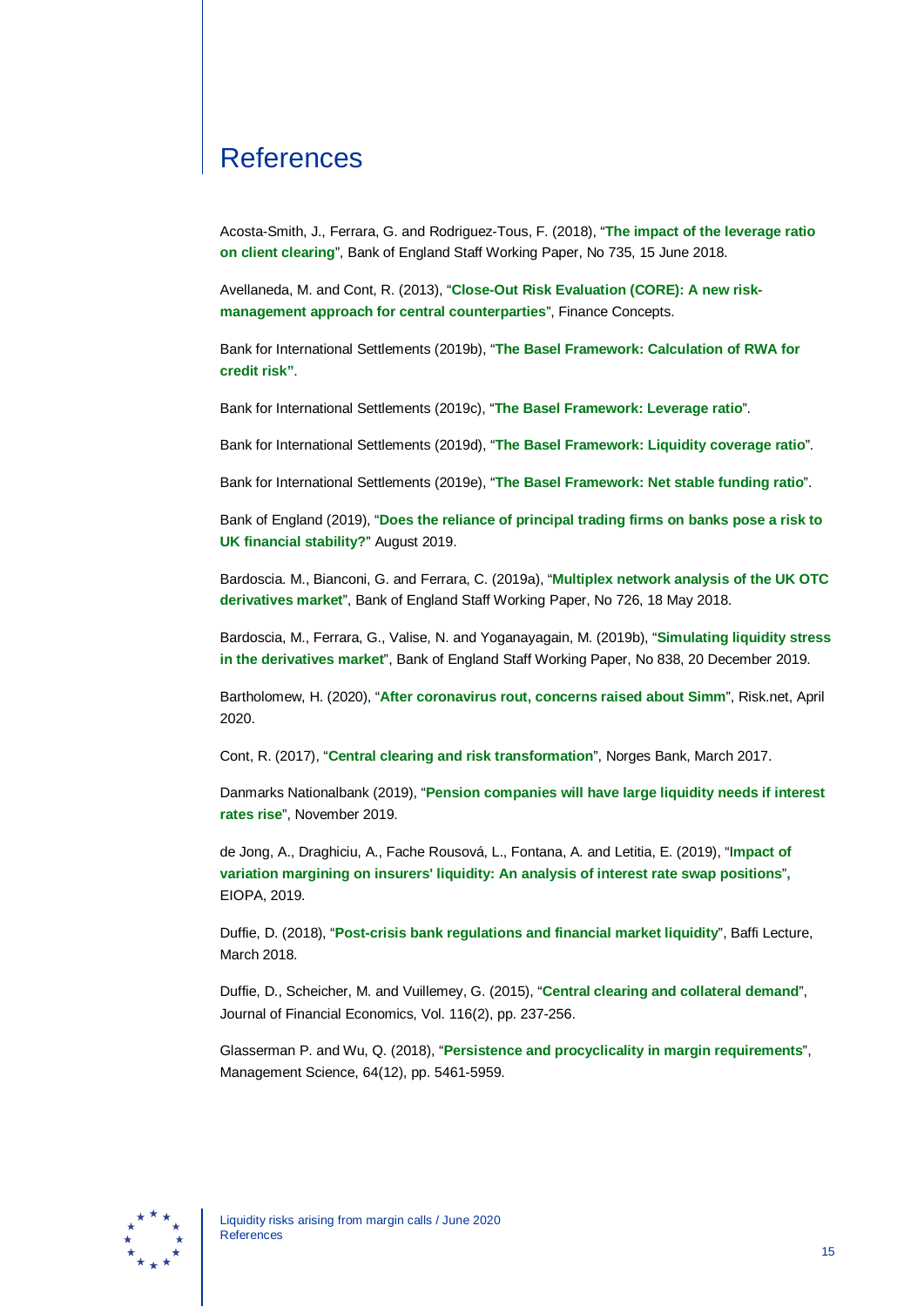# References

Acosta-Smith, J., Ferrara, G. and Rodriguez-Tous, F. (2018), "**The impact of the leverage ratio on client clearing**", Bank of England Staff Working Paper, No 735, 15 June 2018.

Avellaneda, M. and Cont, R. (2013), "**Close-Out Risk Evaluation (CORE): A new risk-management approach for central counterparties**", Finance Concepts.

Bank for International Settlements (2019b), "**The Basel Framework: Calculation of RWA for credit risk"**.

Bank for International Settlements (2019c), "**The Basel Framework: Leverage ratio**".

Bank for International Settlements (2019d), "**The Basel Framework: Liquidity coverage ratio**".

Bank for International Settlements (2019e), "**The Basel Framework: Net stable funding ratio**".

Bank of England (2019), "**Does the reliance of principal trading firms on banks pose a risk to UK financial stability?**" August 2019.

Bardoscia. M., Bianconi, G. and Ferrara, C. (2019a), "**Multiplex network analysis of the UK OTC derivatives market**", Bank of England Staff Working Paper, No 726, 18 May 2018.

Bardoscia, M., Ferrara, G., Valise, N. and Yoganayagain, M. (2019b), "**Simulating liquidity stress in the derivatives market**", Bank of England Staff Working Paper, No 838, 20 December 2019.

Bartholomew, H. (2020), "**After coronavirus rout, concerns raised about Simm**", Risk.net, April 2020.

Cont, R. (2017), "**Central clearing and risk transformation**", Norges Bank, March 2017.

Danmarks Nationalbank (2019), "**Pension companies will have large liquidity needs if interest rates rise**", November 2019.

de Jong, A., Draghiciu, A., Fache Rousová, L., Fontana, A. and Letitia, E. (2019), "**Impact of variation margining on insurers' liquidity: An analysis of interest rate swap positions**", EIOPA, 2019.

Duffie, D. (2018), "**Post-crisis bank regulations and financial market liquidity**", Baffi Lecture, March 2018.

Duffie, D., Scheicher, M. and Vuillemey, G. (2015), "**Central clearing and collateral demand**", Journal of Financial Economics, Vol. 116(2), pp. 237-256.

Glasserman P. and Wu, Q. (2018), "**Persistence and procyclicality in margin requirements**", Management Science, 64(12), pp. 5461-5959.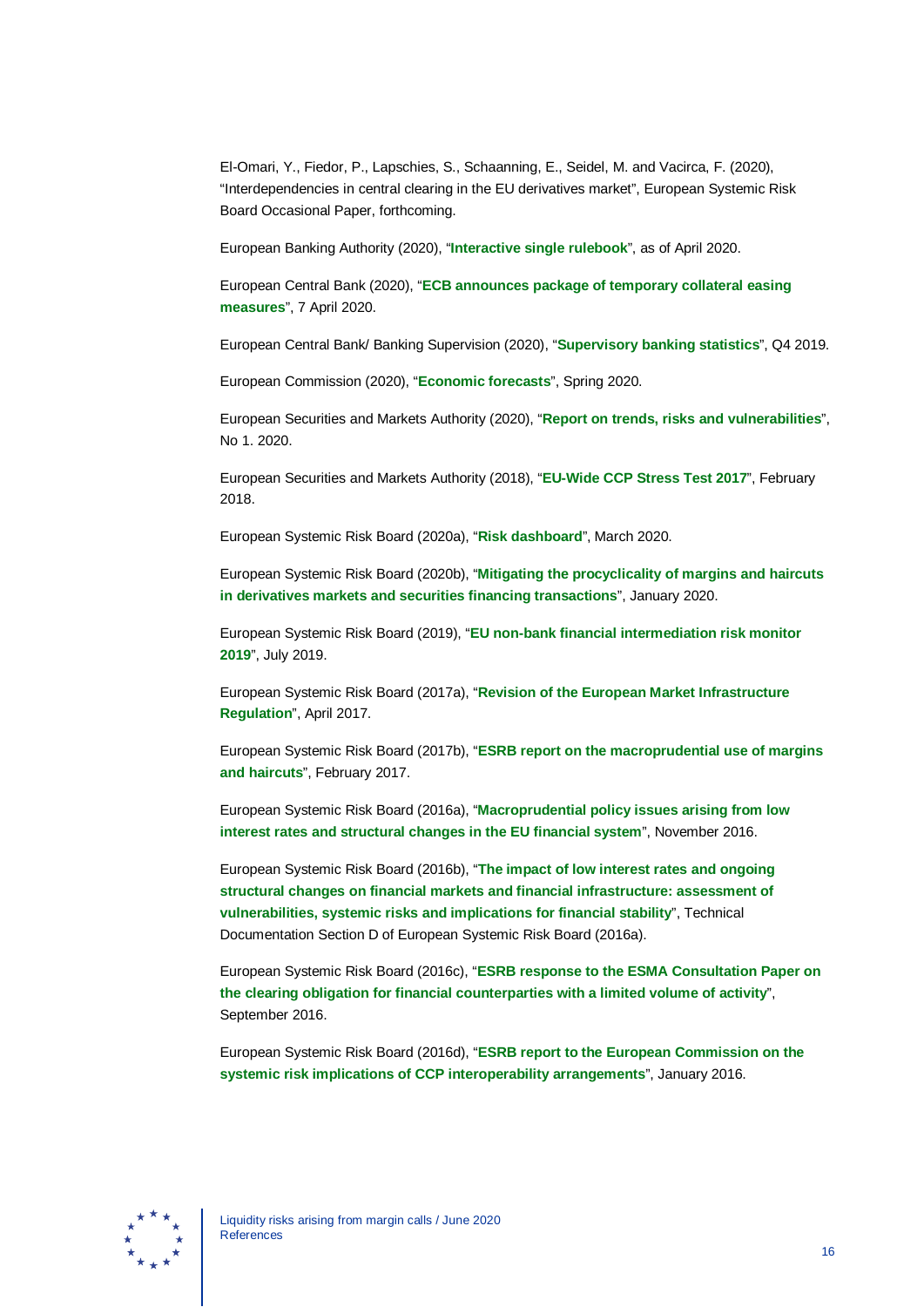El-Omari, Y., Fiedor, P., Lapschies, S., Schaanning, E., Seidel, M. and Vacirca, F. (2020), “Interdependencies in central clearing in the EU derivatives market”, European Systemic Risk Board Occasional Paper, forthcoming.

European Banking Authority (2020), “**Interactive single rulebook**”, as of April 2020.

European Central Bank (2020), “**ECB announces package of temporary collateral easing measures**”, 7 April 2020.

European Central Bank/ Banking Supervision (2020), “**Supervisory banking statistics**”, Q4 2019.

European Commission (2020), “**Economic forecasts**”, Spring 2020.

European Securities and Markets Authority (2020), “**Report on trends, risks and vulnerabilities**”, No 1. 2020.

European Securities and Markets Authority (2018), “**EU-Wide CCP Stress Test 2017**”, February 2018.

European Systemic Risk Board (2020a), “**Risk dashboard**”, March 2020.

European Systemic Risk Board (2020b), “**Mitigating the procyclicality of margins and haircuts in derivatives markets and securities financing transactions**”, January 2020.

European Systemic Risk Board (2019), “**EU non-bank financial intermediation risk monitor 2019**”, July 2019.

European Systemic Risk Board (2017a), “**Revision of the European Market Infrastructure Regulation**”, April 2017.

European Systemic Risk Board (2017b), “**ESRB report on the macroprudential use of margins and haircuts**”, February 2017.

European Systemic Risk Board (2016a), “**Macroprudential policy issues arising from low interest rates and structural changes in the EU financial system**”, November 2016.

European Systemic Risk Board (2016b), “**The impact of low interest rates and ongoing structural changes on financial markets and financial infrastructure: assessment of vulnerabilities, systemic risks and implications for financial stability**”, Technical Documentation Section D of European Systemic Risk Board (2016a).

European Systemic Risk Board (2016c), “**ESRB response to the ESMA Consultation Paper on the clearing obligation for financial counterparties with a limited volume of activity**”, September 2016.

European Systemic Risk Board (2016d), “**ESRB report to the European Commission on the systemic risk implications of CCP interoperability arrangements**”, January 2016.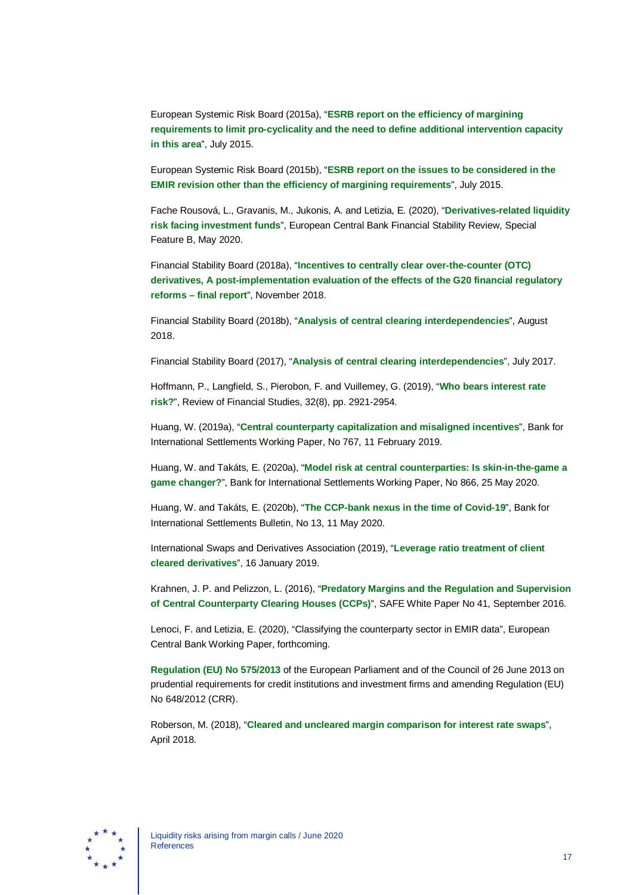European Systemic Risk Board (2015a), "**ESRB report on the efficiency of margining requirements to limit pro-cyclicality and the need to define additional intervention capacity in this area**", July 2015.

European Systemic Risk Board (2015b), "**ESRB report on the issues to be considered in the EMIR revision other than the efficiency of margining requirements**", July 2015.

Fache Rousová, L., Gravanis, M., Jukonis, A. and Letizia, E. (2020), "**Derivatives-related liquidity risk facing investment funds**", European Central Bank Financial Stability Review, Special Feature B, May 2020.

Financial Stability Board (2018a), "**Incentives to centrally clear over-the-counter (OTC) derivatives, A post-implementation evaluation of the effects of the G20 financial regulatory reforms – final report**", November 2018.

Financial Stability Board (2018b), "**Analysis of central clearing interdependencies**", August 2018.

Financial Stability Board (2017), "**Analysis of central clearing interdependencies**", July 2017.

Hoffmann, P., Langfield, S., Pierobon, F. and Vuillemey, G. (2019), "**Who bears interest rate risk?**", Review of Financial Studies, 32(8), pp. 2921-2954.

Huang, W. (2019a), "**Central counterparty capitalization and misaligned incentives**", Bank for International Settlements Working Paper, No 767, 11 February 2019.

Huang, W. and Takáts, E. (2020a), "**Model risk at central counterparties: Is skin-in-the-game a game changer?**", Bank for International Settlements Working Paper, No 866, 25 May 2020.

Huang, W. and Takáts, E. (2020b), "**The CCP-bank nexus in the time of Covid-19**", Bank for International Settlements Bulletin, No 13, 11 May 2020.

International Swaps and Derivatives Association (2019), "**Leverage ratio treatment of client cleared derivatives**", 16 January 2019.

Krahnen, J. P. and Pelizzon, L. (2016), "**Predatory Margins and the Regulation and Supervision of Central Counterparty Clearing Houses (CCPs)**", SAFE White Paper No 41, September 2016.

Lenoci, F. and Letizia, E. (2020), "Classifying the counterparty sector in EMIR data", European Central Bank Working Paper, forthcoming.

**Regulation (EU) No 575/2013** of the European Parliament and of the Council of 26 June 2013 on prudential requirements for credit institutions and investment firms and amending Regulation (EU) No 648/2012 (CRR).

Roberson, M. (2018), "**Cleared and uncleared margin comparison for interest rate swaps**", April 2018.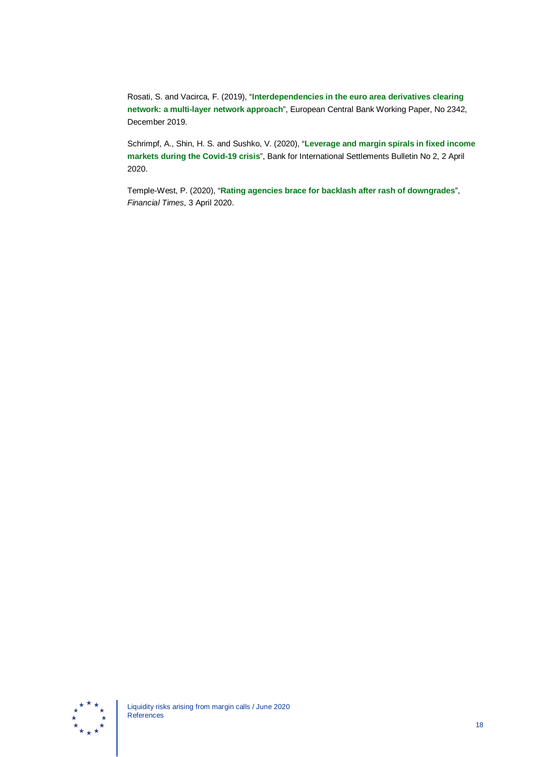Rosati, S. and Vacirca, F. (2019), "**Interdependencies in the euro area derivatives clearing network: a multi-layer network approach**", European Central Bank Working Paper, No 2342, December 2019.

Schrimpf, A., Shin, H. S. and Sushko, V. (2020), "**Leverage and margin spirals in fixed income markets during the Covid-19 crisis**", Bank for International Settlements Bulletin No 2, 2 April 2020.

Temple-West, P. (2020), "**Rating agencies brace for backlash after rash of downgrades**", *Financial Times*, 3 April 2020.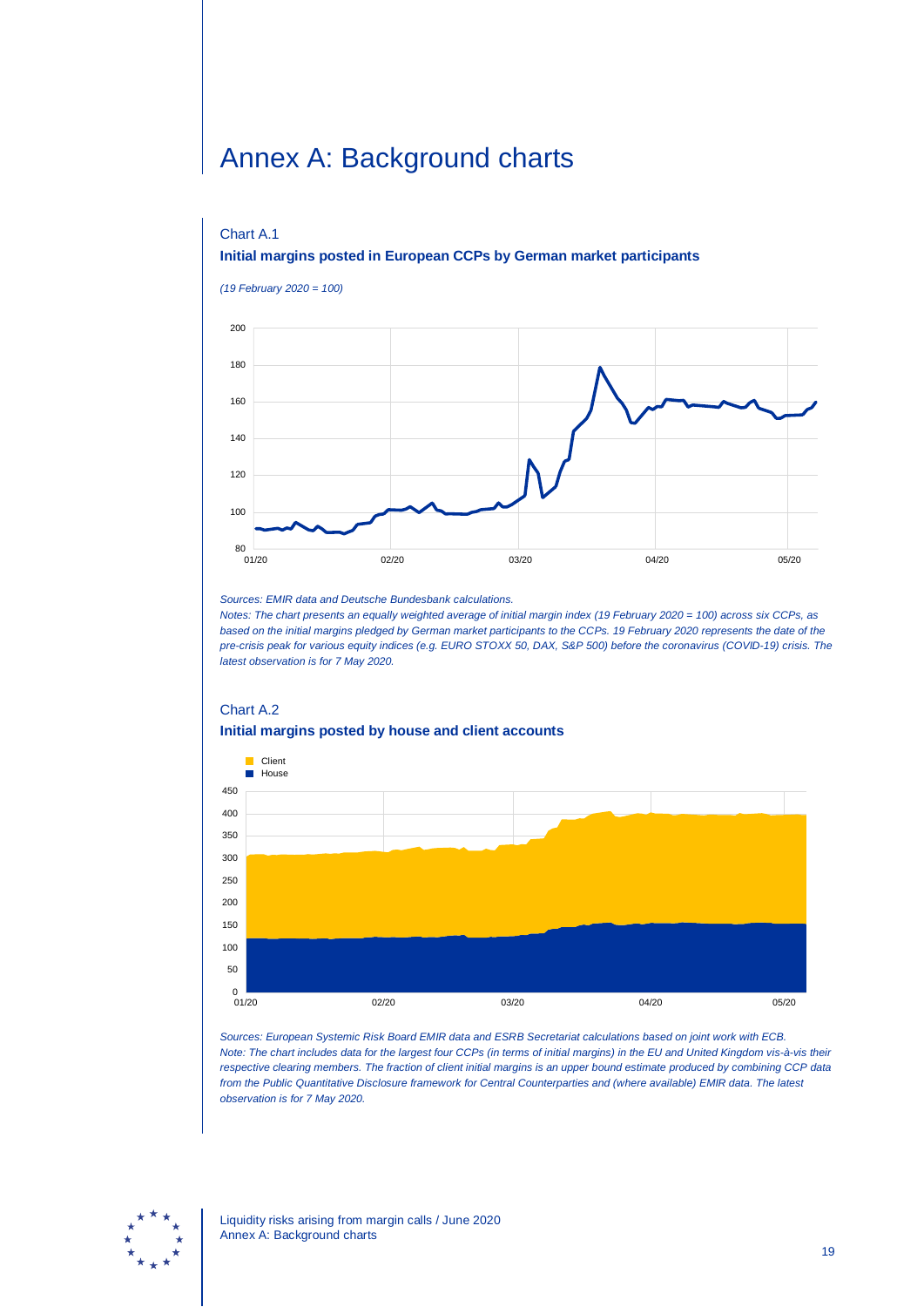# Annex A: Background charts

Chart A.1

**Initial margins posted in European CCPs by German market participants**

*(19 February 2020 = 100)*

*Sources: EMIR data and Deutsche Bundesbank calculations.*

*Notes: The chart presents an equally weighted average of initial margin index (19 February 2020 = 100) across six CCPs, as based on the initial margins pledged by German market participants to the CCPs. 19 February 2020 represents the date of the pre-crisis peak for various equity indices (e.g. EURO STOXX 50, DAX, S&P 500) before the coronavirus (COVID-19) crisis. The latest observation is for 7 May 2020.*

Chart A.2

**Initial margins posted by house and client accounts**

*Sources: European Systemic Risk Board EMIR data and ESRB Secretariat calculations based on joint work with ECB.*

*Note: The chart includes data for the largest four CCPs (in terms of initial margins) in the EU and United Kingdom vis-à-vis their respective clearing members. The fraction of client initial margins is an upper bound estimate produced by combining CCP data from the Public Quantitative Disclosure framework for Central Counterparties and (where available) EMIR data. The latest observation is for 7 May 2020.*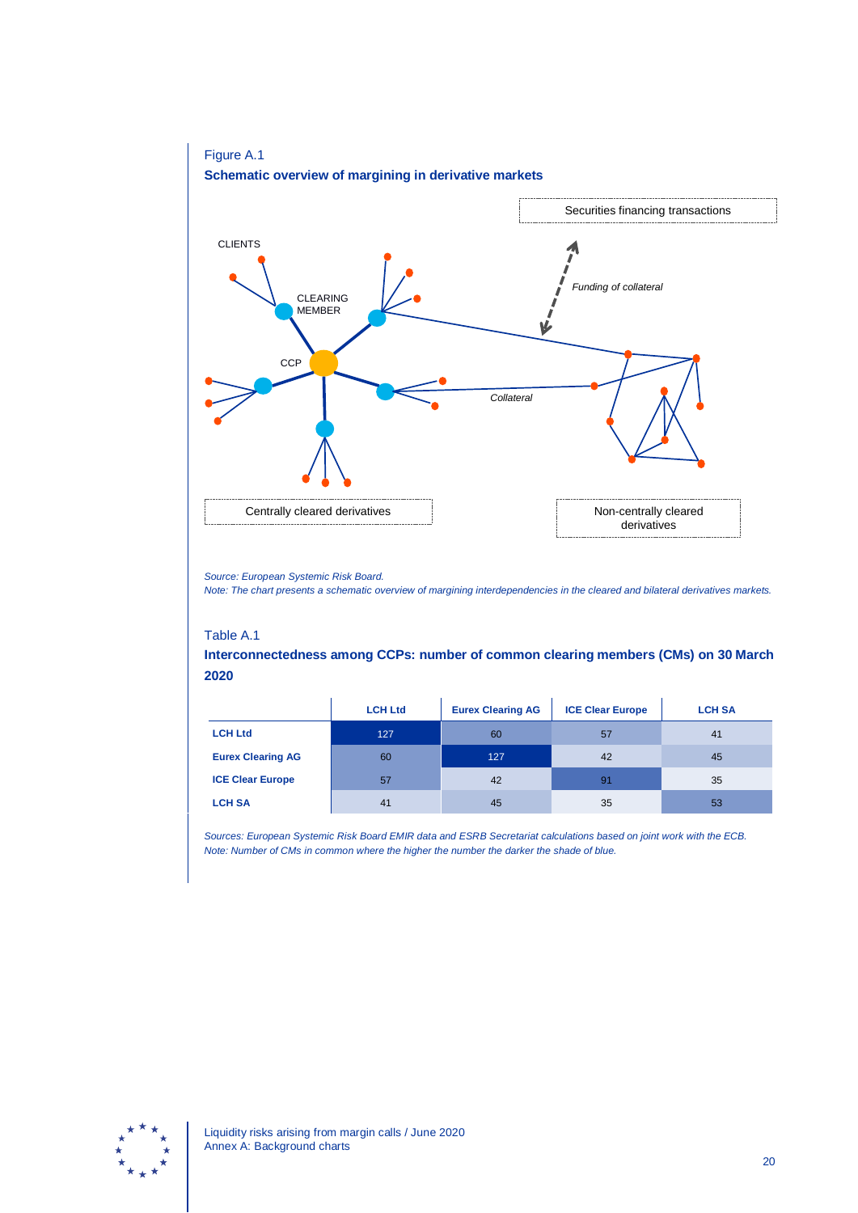Figure A.1

**Schematic overview of margining in derivative markets**

Securities financing transactions

CLIENTS

CLEARING MEMBER

CCP

*Funding of collateral*

*Collateral*

Centrally cleared derivatives

Non-centrally cleared derivatives

*Source: European Systemic Risk Board.*
*Note: The chart presents a schematic overview of margining interdependencies in the cleared and bilateral derivatives markets.*

Table A.1

**Interconnectedness among CCPs: number of common clearing members (CMs) on 30 March 2020**

| | LCH Ltd | Eurex Clearing AG | ICE Clear Europe | LCH SA |
|---|---|---|---|---|
| **LCH Ltd** | 127 | 60 | 57 | 41 |
| **Eurex Clearing AG** | 60 | 127 | 42 | 45 |
| **ICE Clear Europe** | 57 | 42 | 91 | 35 |
| **LCH SA** | 41 | 45 | 35 | 53 |

*Sources: European Systemic Risk Board EMIR data and ESRB Secretariat calculations based on joint work with the ECB.*
*Note: Number of CMs in common where the higher the number the darker the shade of blue.*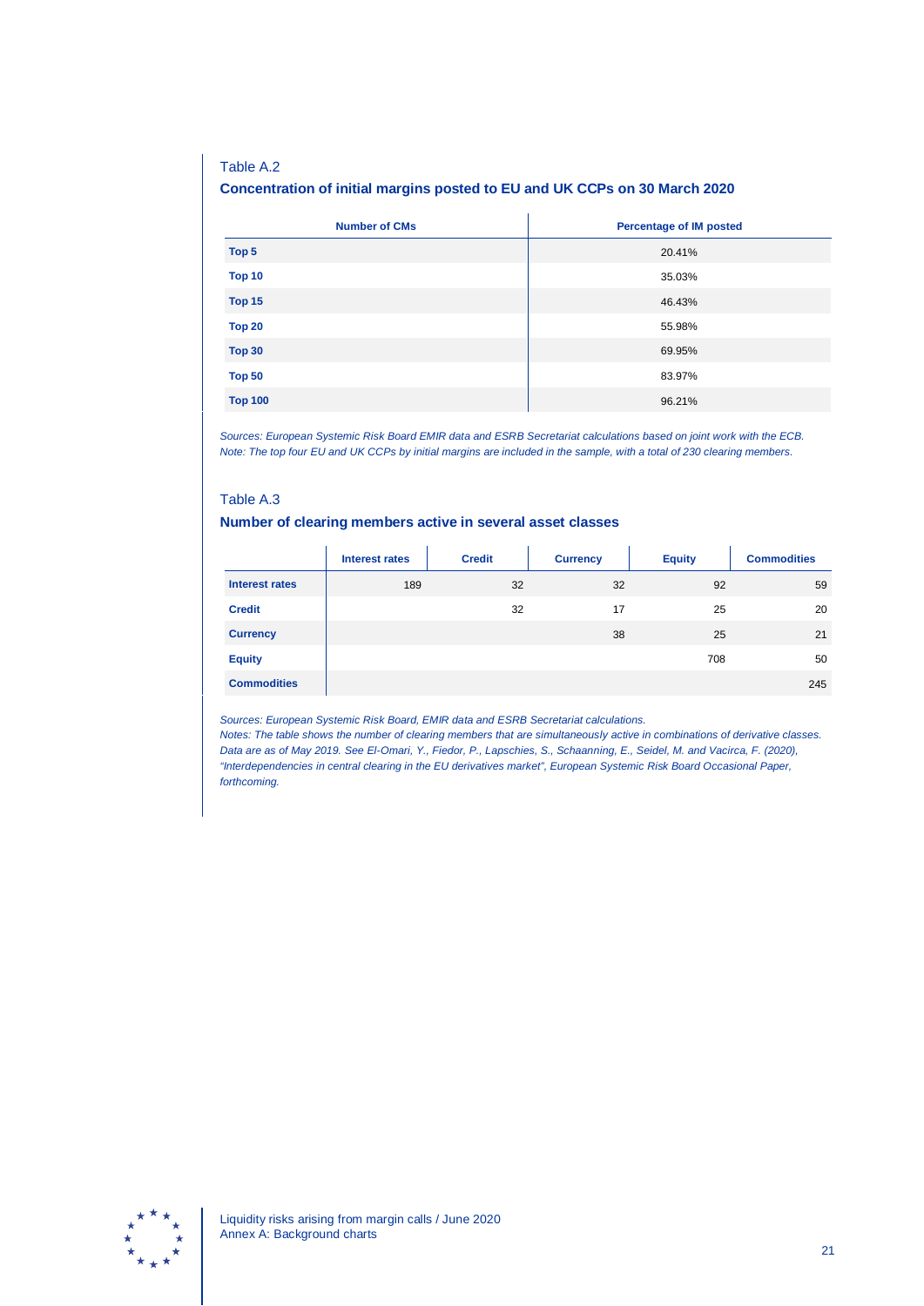Table A.2

### Concentration of initial margins posted to EU and UK CCPs on 30 March 2020

| Number of CMs | Percentage of IM posted |
|---|---|
| **Top 5** | 20.41% |
| **Top 10** | 35.03% |
| **Top 15** | 46.43% |
| **Top 20** | 55.98% |
| **Top 30** | 69.95% |
| **Top 50** | 83.97% |
| **Top 100** | 96.21% |

*Sources: European Systemic Risk Board EMIR data and ESRB Secretariat calculations based on joint work with the ECB.*
*Note: The top four EU and UK CCPs by initial margins are included in the sample, with a total of 230 clearing members.*

Table A.3

### Number of clearing members active in several asset classes

| | Interest rates | Credit | Currency | Equity | Commodities |
|---|---|---|---|---|---|
| **Interest rates** | 189 | 32 | 32 | 92 | 59 |
| **Credit** | | 32 | 17 | 25 | 20 |
| **Currency** | | | 38 | 25 | 21 |
| **Equity** | | | | 708 | 50 |
| **Commodities** | | | | | 245 |

*Sources: European Systemic Risk Board, EMIR data and ESRB Secretariat calculations.*
*Notes: The table shows the number of clearing members that are simultaneously active in combinations of derivative classes. Data are as of May 2019. See El-Omari, Y., Fiedor, P., Lapschies, S., Schaanning, E., Seidel, M. and Vacirca, F. (2020), "Interdependencies in central clearing in the EU derivatives market", European Systemic Risk Board Occasional Paper, forthcoming.*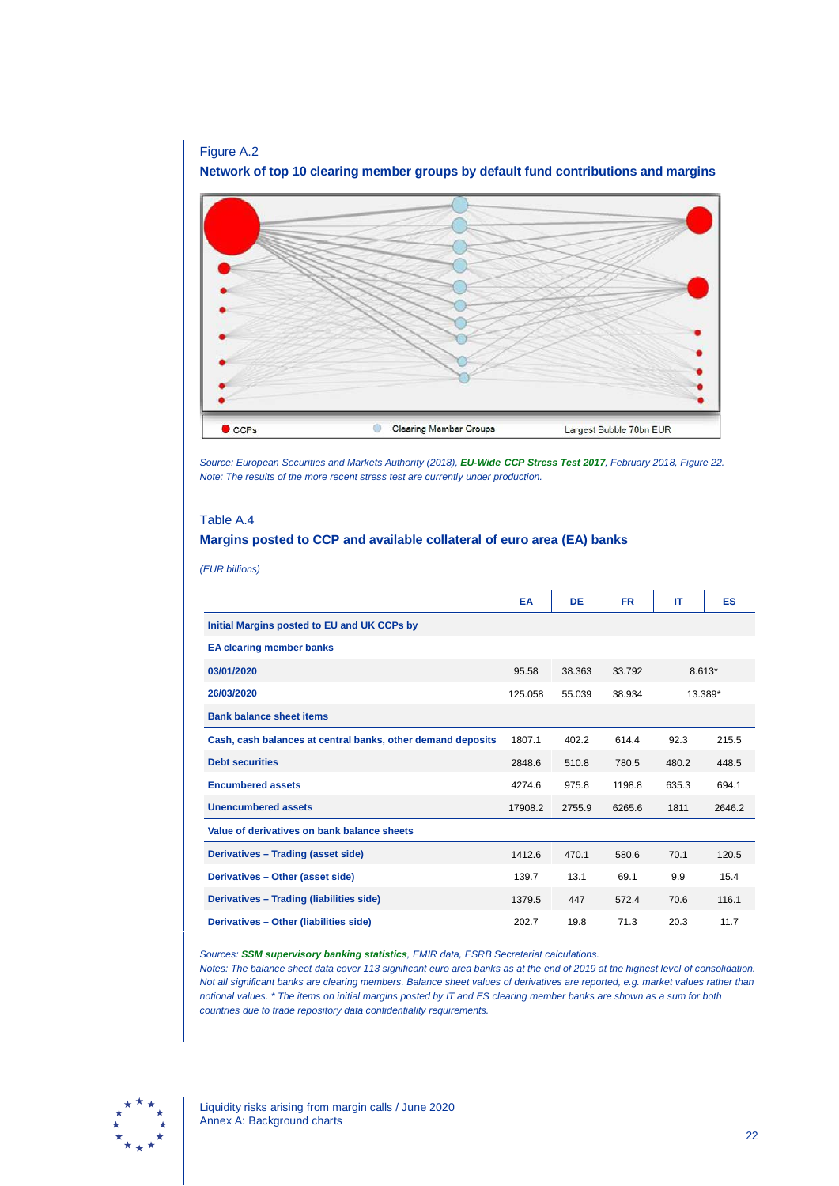Figure A.2

**Network of top 10 clearing member groups by default fund contributions and margins**

CCPs    Clearing Member Groups    Largest Bubble 70bn EUR

*Source: European Securities and Markets Authority (2018), **EU-Wide CCP Stress Test 2017**, February 2018, Figure 22.*
*Note: The results of the more recent stress test are currently under production.*

Table A.4

**Margins posted to CCP and available collateral of euro area (EA) banks**

*(EUR billions)*

| | EA | DE | FR | IT | ES |
|---|---|---|---|---|---|
| **Initial Margins posted to EU and UK CCPs by EA clearing member banks** | | | | | |
| **03/01/2020** | 95.58 | 38.363 | 33.792 | 8.613* | |
| **26/03/2020** | 125.058 | 55.039 | 38.934 | 13.389* | |
| **Bank balance sheet items** | | | | | |
| **Cash, cash balances at central banks, other demand deposits** | 1807.1 | 402.2 | 614.4 | 92.3 | 215.5 |
| **Debt securities** | 2848.6 | 510.8 | 780.5 | 480.2 | 448.5 |
| **Encumbered assets** | 4274.6 | 975.8 | 1198.8 | 635.3 | 694.1 |
| **Unencumbered assets** | 17908.2 | 2755.9 | 6265.6 | 1811 | 2646.2 |
| **Value of derivatives on bank balance sheets** | | | | | |
| **Derivatives – Trading (asset side)** | 1412.6 | 470.1 | 580.6 | 70.1 | 120.5 |
| **Derivatives – Other (asset side)** | 139.7 | 13.1 | 69.1 | 9.9 | 15.4 |
| **Derivatives – Trading (liabilities side)** | 1379.5 | 447 | 572.4 | 70.6 | 116.1 |
| **Derivatives – Other (liabilities side)** | 202.7 | 19.8 | 71.3 | 20.3 | 11.7 |

*Sources: **SSM supervisory banking statistics**, EMIR data, ESRB Secretariat calculations.*
*Notes: The balance sheet data cover 113 significant euro area banks as at the end of 2019 at the highest level of consolidation. Not all significant banks are clearing members. Balance sheet values of derivatives are reported, e.g. market values rather than notional values. * The items on initial margins posted by IT and ES clearing member banks are shown as a sum for both countries due to trade repository data confidentiality requirements.*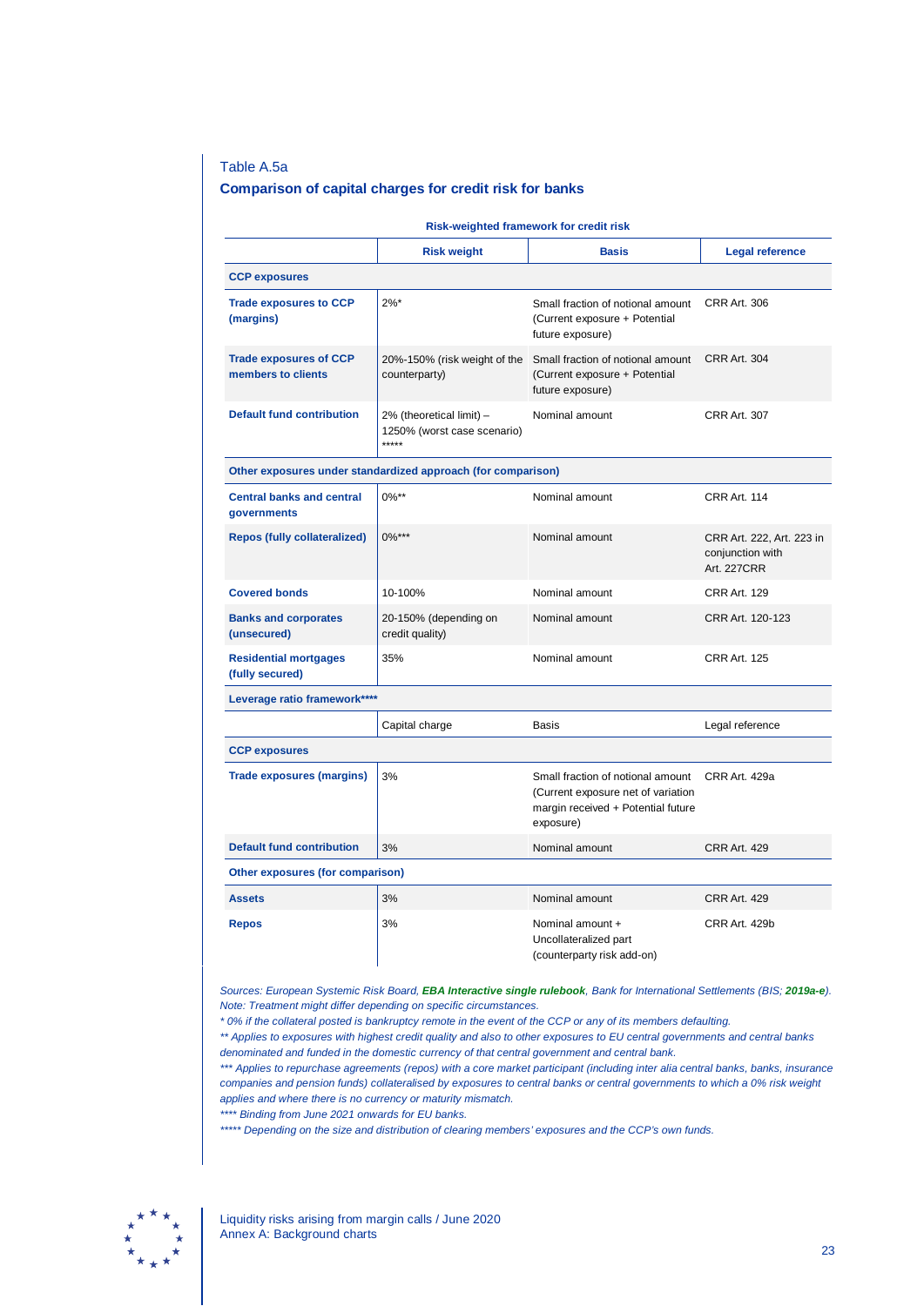Table A.5a

### Comparison of capital charges for credit risk for banks

**Risk-weighted framework for credit risk**

| | Risk weight | Basis | Legal reference |
|---|---|---|---|
| **CCP exposures** | | | |
| **Trade exposures to CCP (margins)** | 2%* | Small fraction of notional amount (Current exposure + Potential future exposure) | CRR Art. 306 |
| **Trade exposures of CCP members to clients** | 20%-150% (risk weight of the counterparty) | Small fraction of notional amount (Current exposure + Potential future exposure) | CRR Art. 304 |
| **Default fund contribution** | 2% (theoretical limit) – 1250% (worst case scenario) ***** | Nominal amount | CRR Art. 307 |
| **Other exposures under standardized approach (for comparison)** | | | |
| **Central banks and central governments** | 0%** | Nominal amount | CRR Art. 114 |
| **Repos (fully collateralized)** | 0%*** | Nominal amount | CRR Art. 222, Art. 223 in conjunction with Art. 227CRR |
| **Covered bonds** | 10-100% | Nominal amount | CRR Art. 129 |
| **Banks and corporates (unsecured)** | 20-150% (depending on credit quality) | Nominal amount | CRR Art. 120-123 |
| **Residential mortgages (fully secured)** | 35% | Nominal amount | CRR Art. 125 |
| **Leverage ratio framework****** | | | |
| | Capital charge | Basis | Legal reference |
| **CCP exposures** | | | |
| **Trade exposures (margins)** | 3% | Small fraction of notional amount (Current exposure net of variation margin received + Potential future exposure) | CRR Art. 429a |
| **Default fund contribution** | 3% | Nominal amount | CRR Art. 429 |
| **Other exposures (for comparison)** | | | |
| **Assets** | 3% | Nominal amount | CRR Art. 429 |
| **Repos** | 3% | Nominal amount + Uncollateralized part (counterparty risk add-on) | CRR Art. 429b |

*Sources: European Systemic Risk Board, **EBA Interactive single rulebook**, Bank for International Settlements (BIS; **2019a-e**).*
*Note: Treatment might differ depending on specific circumstances.*
*\* 0% if the collateral posted is bankruptcy remote in the event of the CCP or any of its members defaulting.*
*\*\* Applies to exposures with highest credit quality and also to other exposures to EU central governments and central banks denominated and funded in the domestic currency of that central government and central bank.*
*\*\*\* Applies to repurchase agreements (repos) with a core market participant (including inter alia central banks, banks, insurance companies and pension funds) collateralised by exposures to central banks or central governments to which a 0% risk weight applies and where there is no currency or maturity mismatch.*
*\*\*\*\* Binding from June 2021 onwards for EU banks.*
*\*\*\*\*\* Depending on the size and distribution of clearing members' exposures and the CCP's own funds.*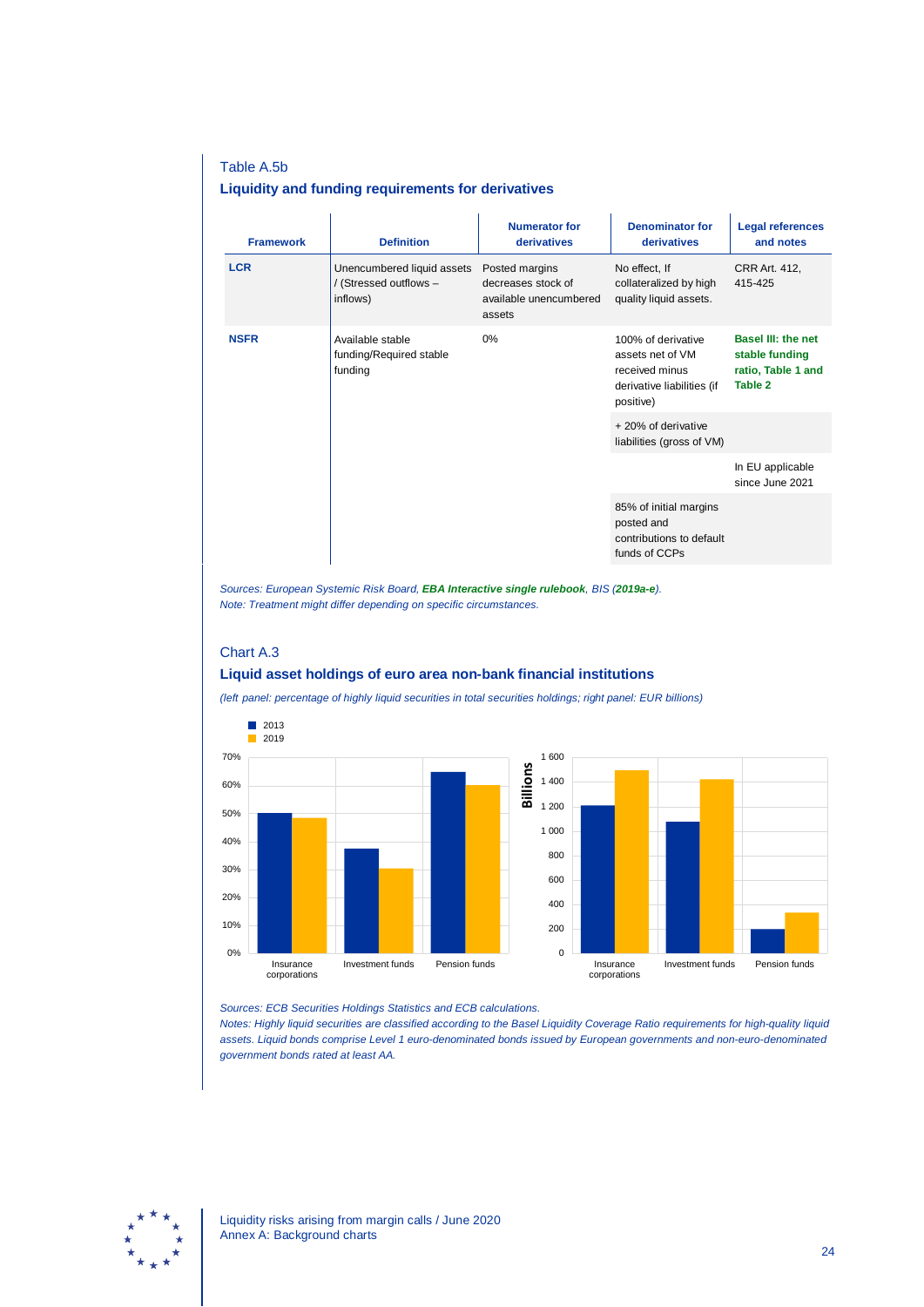Table A.5b

### Liquidity and funding requirements for derivatives

| Framework | Definition | Numerator for derivatives | Denominator for derivatives | Legal references and notes |
|---|---|---|---|---|
| **LCR** | Unencumbered liquid assets / (Stressed outflows – inflows) | Posted margins decreases stock of available unencumbered assets | No effect, If collateralized by high quality liquid assets. | CRR Art. 412, 415-425 |
| **NSFR** | Available stable funding/Required stable funding | 0% | 100% of derivative assets net of VM received minus derivative liabilities (if positive) | **Basel III: the net stable funding ratio, Table 1 and Table 2** |
| | | | + 20% of derivative liabilities (gross of VM) | |
| | | | | In EU applicable since June 2021 |
| | | | 85% of initial margins posted and contributions to default funds of CCPs | |

*Sources: European Systemic Risk Board, **EBA Interactive single rulebook**, BIS (**2019a-e**).*
*Note: Treatment might differ depending on specific circumstances.*

Chart A.3

### Liquid asset holdings of euro area non-bank financial institutions

*(left panel: percentage of highly liquid securities in total securities holdings; right panel: EUR billions)*

*Sources: ECB Securities Holdings Statistics and ECB calculations.*
*Notes: Highly liquid securities are classified according to the Basel Liquidity Coverage Ratio requirements for high-quality liquid assets. Liquid bonds comprise Level 1 euro-denominated bonds issued by European governments and non-euro-denominated government bonds rated at least AA.*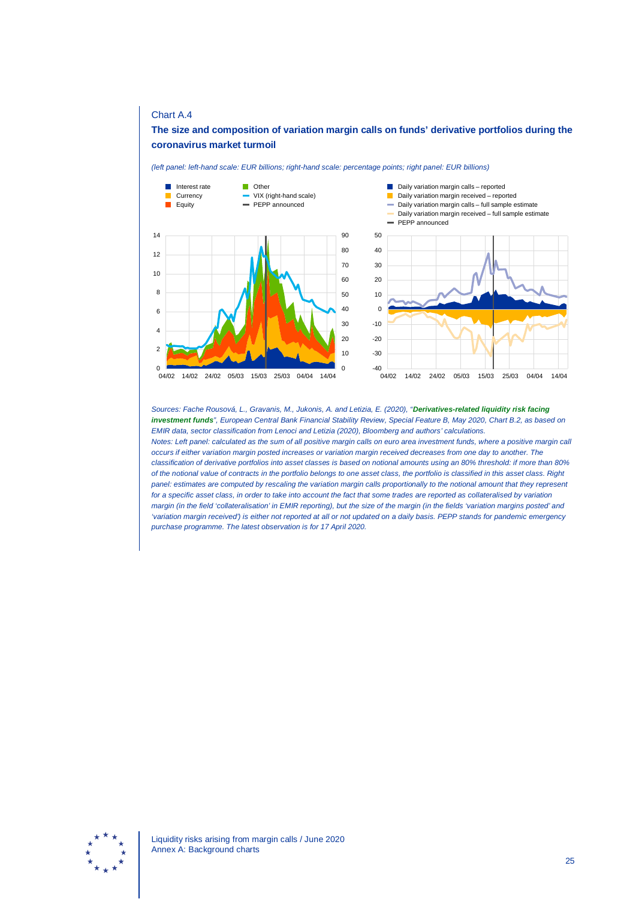Chart A.4

**The size and composition of variation margin calls on funds' derivative portfolios during the coronavirus market turmoil**

*(left panel: left-hand scale: EUR billions; right-hand scale: percentage points; right panel: EUR billions)*

*Sources: Fache Rousová, L., Gravanis, M., Jukonis, A. and Letizia, E. (2020), "**Derivatives-related liquidity risk facing investment funds**", European Central Bank Financial Stability Review, Special Feature B, May 2020, Chart B.2, as based on EMIR data, sector classification from Lenoci and Letizia (2020), Bloomberg and authors' calculations.*

*Notes: Left panel: calculated as the sum of all positive margin calls on euro area investment funds, where a positive margin call occurs if either variation margin posted increases or variation margin received decreases from one day to another. The classification of derivative portfolios into asset classes is based on notional amounts using an 80% threshold: if more than 80% of the notional value of contracts in the portfolio belongs to one asset class, the portfolio is classified in this asset class. Right panel: estimates are computed by rescaling the variation margin calls proportionally to the notional amount that they represent for a specific asset class, in order to take into account the fact that some trades are reported as collateralised by variation margin (in the field 'collateralisation' in EMIR reporting), but the size of the margin (in the fields 'variation margins posted' and 'variation margin received') is either not reported at all or not updated on a daily basis. PEPP stands for pandemic emergency purchase programme. The latest observation is for 17 April 2020.*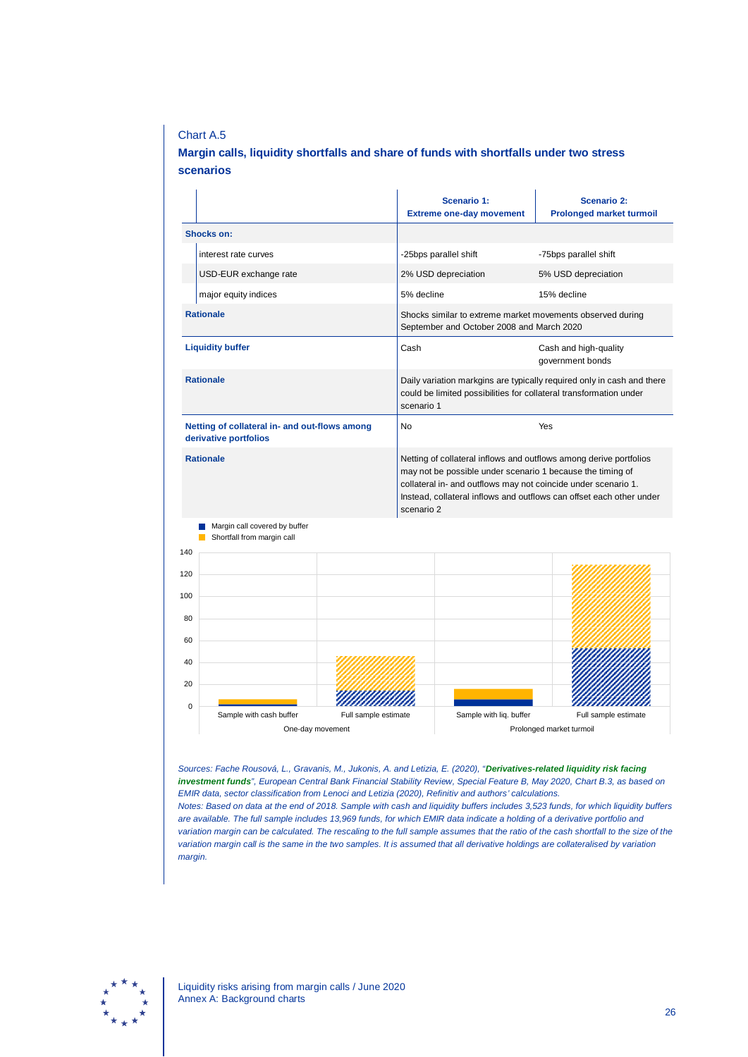Chart A.5

## Margin calls, liquidity shortfalls and share of funds with shortfalls under two stress scenarios

| | Scenario 1: Extreme one-day movement | Scenario 2: Prolonged market turmoil |
|---|---|---|
| **Shocks on:** | | |
| interest rate curves | -25bps parallel shift | -75bps parallel shift |
| USD-EUR exchange rate | 2% USD depreciation | 5% USD depreciation |
| major equity indices | 5% decline | 15% decline |
| **Rationale** | Shocks similar to extreme market movements observed during September and October 2008 and March 2020 | |
| **Liquidity buffer** | Cash | Cash and high-quality government bonds |
| **Rationale** | Daily variation markgins are typically required only in cash and there could be limited possibilities for collateral transformation under scenario 1 | |
| **Netting of collateral in- and out-flows among derivative portfolios** | No | Yes |
| **Rationale** | Netting of collateral inflows and outflows among derive portfolios may not be possible under scenario 1 because the timing of collateral in- and outflows may not coincide under scenario 1. Instead, collateral inflows and outflows can offset each other under scenario 2 | |

Margin call covered by buffer
Shortfall from margin call

| | One-day movement: Sample with cash buffer | One-day movement: Full sample estimate | Prolonged market turmoil: Sample with liq. buffer | Prolonged market turmoil: Full sample estimate |
|---|---|---|---|---|
| Margin call covered by buffer | ~1 | ~14 | ~6 | ~52 |
| Shortfall from margin call | ~5 | ~32 | ~10 | ~77 |

*Sources: Fache Rousová, L., Gravanis, M., Jukonis, A. and Letizia, E. (2020), "**Derivatives-related liquidity risk facing investment funds**", European Central Bank Financial Stability Review, Special Feature B, May 2020, Chart B.3, as based on EMIR data, sector classification from Lenoci and Letizia (2020), Refinitiv and authors' calculations.*

*Notes: Based on data at the end of 2018. Sample with cash and liquidity buffers includes 3,523 funds, for which liquidity buffers are available. The full sample includes 13,969 funds, for which EMIR data indicate a holding of a derivative portfolio and variation margin can be calculated. The rescaling to the full sample assumes that the ratio of the cash shortfall to the size of the variation margin call is the same in the two samples. It is assumed that all derivative holdings are collateralised by variation margin.*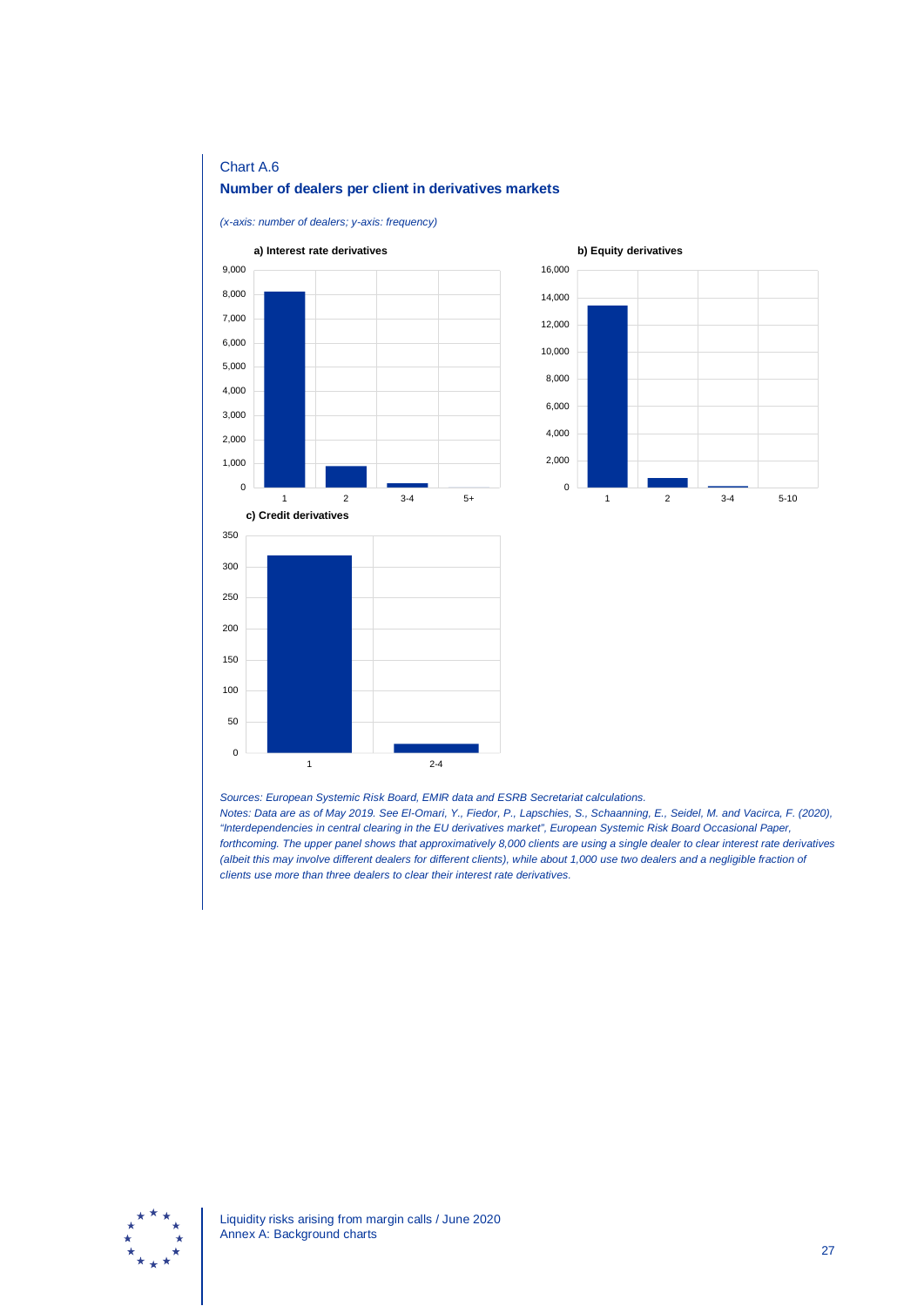Chart A.6

**Number of dealers per client in derivatives markets**

*(x-axis: number of dealers; y-axis: frequency)*

**a) Interest rate derivatives**

**b) Equity derivatives**

**c) Credit derivatives**

*Sources: European Systemic Risk Board, EMIR data and ESRB Secretariat calculations.*

*Notes: Data are as of May 2019. See El-Omari, Y., Fiedor, P., Lapschies, S., Schaanning, E., Seidel, M. and Vacirca, F. (2020), "Interdependencies in central clearing in the EU derivatives market", European Systemic Risk Board Occasional Paper, forthcoming. The upper panel shows that approximatively 8,000 clients are using a single dealer to clear interest rate derivatives (albeit this may involve different dealers for different clients), while about 1,000 use two dealers and a negligible fraction of clients use more than three dealers to clear their interest rate derivatives.*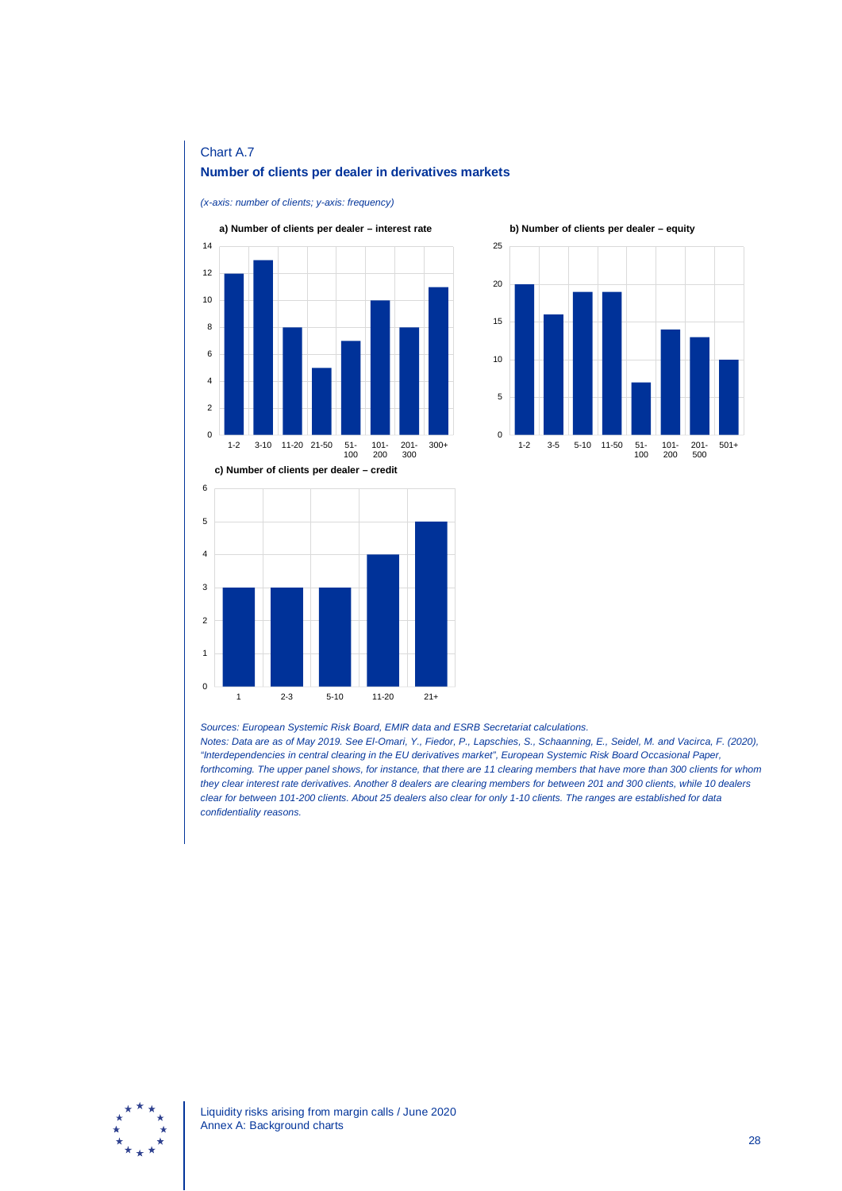Chart A.7

**Number of clients per dealer in derivatives markets**

*(x-axis: number of clients; y-axis: frequency)*

**a) Number of clients per dealer – interest rate**

| Number of clients | Frequency |
|---|---|
| 1-2 | 12 |
| 3-10 | 13 |
| 11-20 | 8 |
| 21-50 | 5 |
| 51-100 | 7 |
| 101-200 | 10 |
| 201-300 | 8 |
| 300+ | 11 |

**b) Number of clients per dealer – equity**

| Number of clients | Frequency |
|---|---|
| 1-2 | 20 |
| 3-5 | 16 |
| 5-10 | 19 |
| 11-50 | 19 |
| 51-100 | 7 |
| 101-200 | 14 |
| 201-500 | 13 |
| 501+ | 10 |

**c) Number of clients per dealer – credit**

| Number of clients | Frequency |
|---|---|
| 1 | 3 |
| 2-3 | 3 |
| 5-10 | 3 |
| 11-20 | 4 |
| 21+ | 5 |

*Sources: European Systemic Risk Board, EMIR data and ESRB Secretariat calculations.*

*Notes: Data are as of May 2019. See El-Omari, Y., Fiedor, P., Lapschies, S., Schaanning, E., Seidel, M. and Vacirca, F. (2020), "Interdependencies in central clearing in the EU derivatives market", European Systemic Risk Board Occasional Paper, forthcoming. The upper panel shows, for instance, that there are 11 clearing members that have more than 300 clients for whom they clear interest rate derivatives. Another 8 dealers are clearing members for between 201 and 300 clients, while 10 dealers clear for between 101-200 clients. About 25 dealers also clear for only 1-10 clients. The ranges are established for data confidentiality reasons.*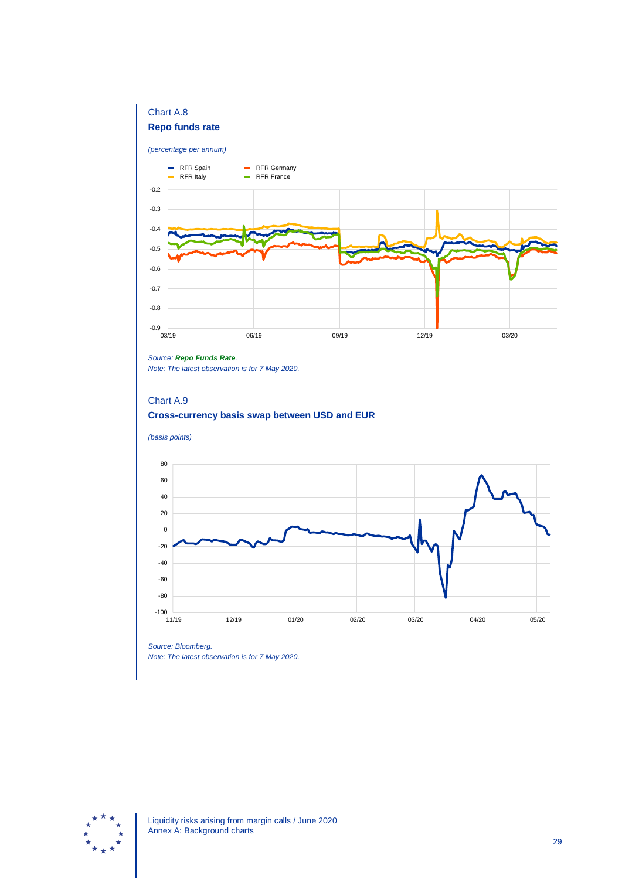Chart A.8

**Repo funds rate**

*(percentage per annum)*

*Source: **Repo Funds Rate**.*
*Note: The latest observation is for 7 May 2020.*

Chart A.9

**Cross-currency basis swap between USD and EUR**

*(basis points)*

*Source: Bloomberg.*
*Note: The latest observation is for 7 May 2020.*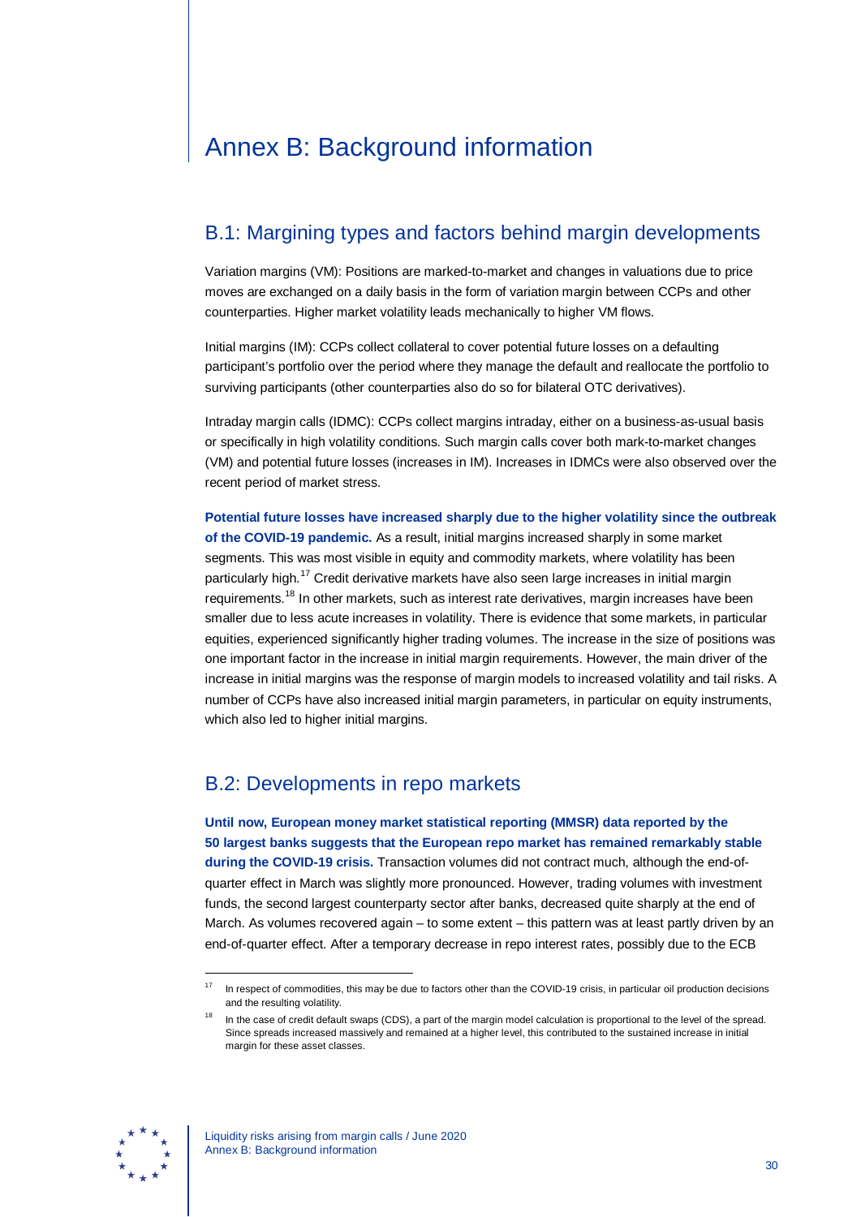# Annex B: Background information

## B.1: Margining types and factors behind margin developments

Variation margins (VM): Positions are marked-to-market and changes in valuations due to price moves are exchanged on a daily basis in the form of variation margin between CCPs and other counterparties. Higher market volatility leads mechanically to higher VM flows.

Initial margins (IM): CCPs collect collateral to cover potential future losses on a defaulting participant's portfolio over the period where they manage the default and reallocate the portfolio to surviving participants (other counterparties also do so for bilateral OTC derivatives).

Intraday margin calls (IDMC): CCPs collect margins intraday, either on a business-as-usual basis or specifically in high volatility conditions. Such margin calls cover both mark-to-market changes (VM) and potential future losses (increases in IM). Increases in IDMCs were also observed over the recent period of market stress.

**Potential future losses have increased sharply due to the higher volatility since the outbreak of the COVID-19 pandemic.** As a result, initial margins increased sharply in some market segments. This was most visible in equity and commodity markets, where volatility has been particularly high.[17] Credit derivative markets have also seen large increases in initial margin requirements.[18] In other markets, such as interest rate derivatives, margin increases have been smaller due to less acute increases in volatility. There is evidence that some markets, in particular equities, experienced significantly higher trading volumes. The increase in the size of positions was one important factor in the increase in initial margin requirements. However, the main driver of the increase in initial margins was the response of margin models to increased volatility and tail risks. A number of CCPs have also increased initial margin parameters, in particular on equity instruments, which also led to higher initial margins.

## B.2: Developments in repo markets

**Until now, European money market statistical reporting (MMSR) data reported by the 50 largest banks suggests that the European repo market has remained remarkably stable during the COVID-19 crisis.** Transaction volumes did not contract much, although the end-of-quarter effect in March was slightly more pronounced. However, trading volumes with investment funds, the second largest counterparty sector after banks, decreased quite sharply at the end of March. As volumes recovered again – to some extent – this pattern was at least partly driven by an end-of-quarter effect. After a temporary decrease in repo interest rates, possibly due to the ECB

---

[17] In respect of commodities, this may be due to factors other than the COVID-19 crisis, in particular oil production decisions and the resulting volatility.

[18] In the case of credit default swaps (CDS), a part of the margin model calculation is proportional to the level of the spread. Since spreads increased massively and remained at a higher level, this contributed to the sustained increase in initial margin for these asset classes.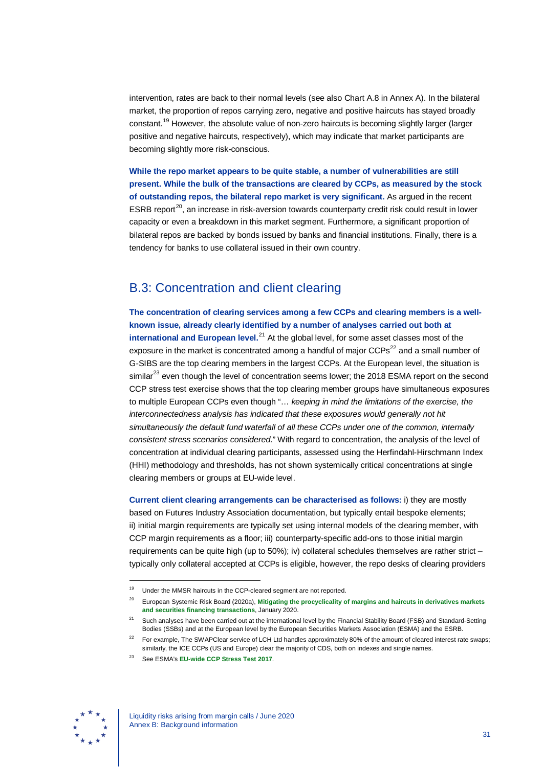intervention, rates are back to their normal levels (see also Chart A.8 in Annex A). In the bilateral market, the proportion of repos carrying zero, negative and positive haircuts has stayed broadly constant.[19] However, the absolute value of non-zero haircuts is becoming slightly larger (larger positive and negative haircuts, respectively), which may indicate that market participants are becoming slightly more risk-conscious.

**While the repo market appears to be quite stable, a number of vulnerabilities are still present. While the bulk of the transactions are cleared by CCPs, as measured by the stock of outstanding repos, the bilateral repo market is very significant.** As argued in the recent ESRB report[20], an increase in risk-aversion towards counterparty credit risk could result in lower capacity or even a breakdown in this market segment. Furthermore, a significant proportion of bilateral repos are backed by bonds issued by banks and financial institutions. Finally, there is a tendency for banks to use collateral issued in their own country.

## B.3: Concentration and client clearing

**The concentration of clearing services among a few CCPs and clearing members is a well-known issue, already clearly identified by a number of analyses carried out both at international and European level.**[21] At the global level, for some asset classes most of the exposure in the market is concentrated among a handful of major CCPs[22] and a small number of G-SIBS are the top clearing members in the largest CCPs. At the European level, the situation is similar[23] even though the level of concentration seems lower; the 2018 ESMA report on the second CCP stress test exercise shows that the top clearing member groups have simultaneous exposures to multiple European CCPs even though "… *keeping in mind the limitations of the exercise, the interconnectedness analysis has indicated that these exposures would generally not hit simultaneously the default fund waterfall of all these CCPs under one of the common, internally consistent stress scenarios considered*." With regard to concentration, the analysis of the level of concentration at individual clearing participants, assessed using the Herfindahl-Hirschmann Index (HHI) methodology and thresholds, has not shown systemically critical concentrations at single clearing members or groups at EU-wide level.

**Current client clearing arrangements can be characterised as follows:** i) they are mostly based on Futures Industry Association documentation, but typically entail bespoke elements; ii) initial margin requirements are typically set using internal models of the clearing member, with CCP margin requirements as a floor; iii) counterparty-specific add-ons to those initial margin requirements can be quite high (up to 50%); iv) collateral schedules themselves are rather strict – typically only collateral accepted at CCPs is eligible, however, the repo desks of clearing providers

---

[19] Under the MMSR haircuts in the CCP-cleared segment are not reported.

[20] European Systemic Risk Board (2020a), **Mitigating the procyclicality of margins and haircuts in derivatives markets and securities financing transactions**, January 2020.

[21] Such analyses have been carried out at the international level by the Financial Stability Board (FSB) and Standard-Setting Bodies (SSBs) and at the European level by the European Securities Markets Association (ESMA) and the ESRB.

[22] For example, The SWAPClear service of LCH Ltd handles approximately 80% of the amount of cleared interest rate swaps; similarly, the ICE CCPs (US and Europe) clear the majority of CDS, both on indexes and single names.

[23] See ESMA's **EU-wide CCP Stress Test 2017**.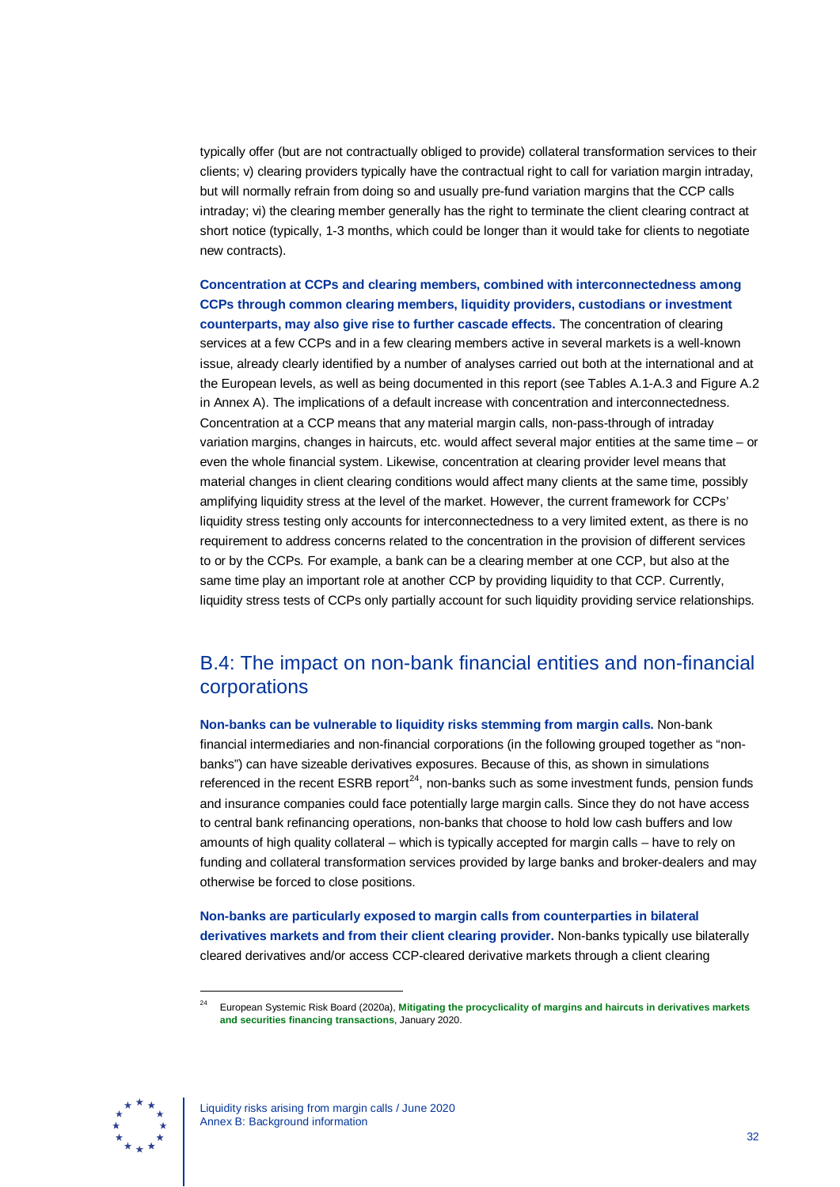typically offer (but are not contractually obliged to provide) collateral transformation services to their clients; v) clearing providers typically have the contractual right to call for variation margin intraday, but will normally refrain from doing so and usually pre-fund variation margins that the CCP calls intraday; vi) the clearing member generally has the right to terminate the client clearing contract at short notice (typically, 1-3 months, which could be longer than it would take for clients to negotiate new contracts).

**Concentration at CCPs and clearing members, combined with interconnectedness among CCPs through common clearing members, liquidity providers, custodians or investment counterparts, may also give rise to further cascade effects.** The concentration of clearing services at a few CCPs and in a few clearing members active in several markets is a well-known issue, already clearly identified by a number of analyses carried out both at the international and at the European levels, as well as being documented in this report (see Tables A.1-A.3 and Figure A.2 in Annex A). The implications of a default increase with concentration and interconnectedness. Concentration at a CCP means that any material margin calls, non-pass-through of intraday variation margins, changes in haircuts, etc. would affect several major entities at the same time – or even the whole financial system. Likewise, concentration at clearing provider level means that material changes in client clearing conditions would affect many clients at the same time, possibly amplifying liquidity stress at the level of the market. However, the current framework for CCPs' liquidity stress testing only accounts for interconnectedness to a very limited extent, as there is no requirement to address concerns related to the concentration in the provision of different services to or by the CCPs. For example, a bank can be a clearing member at one CCP, but also at the same time play an important role at another CCP by providing liquidity to that CCP. Currently, liquidity stress tests of CCPs only partially account for such liquidity providing service relationships.

## B.4: The impact on non-bank financial entities and non-financial corporations

**Non-banks can be vulnerable to liquidity risks stemming from margin calls.** Non-bank financial intermediaries and non-financial corporations (in the following grouped together as "non-banks") can have sizeable derivatives exposures. Because of this, as shown in simulations referenced in the recent ESRB report[24], non-banks such as some investment funds, pension funds and insurance companies could face potentially large margin calls. Since they do not have access to central bank refinancing operations, non-banks that choose to hold low cash buffers and low amounts of high quality collateral – which is typically accepted for margin calls – have to rely on funding and collateral transformation services provided by large banks and broker-dealers and may otherwise be forced to close positions.

**Non-banks are particularly exposed to margin calls from counterparties in bilateral derivatives markets and from their client clearing provider.** Non-banks typically use bilaterally cleared derivatives and/or access CCP-cleared derivative markets through a client clearing

[24] European Systemic Risk Board (2020a), **Mitigating the procyclicality of margins and haircuts in derivatives markets and securities financing transactions**, January 2020.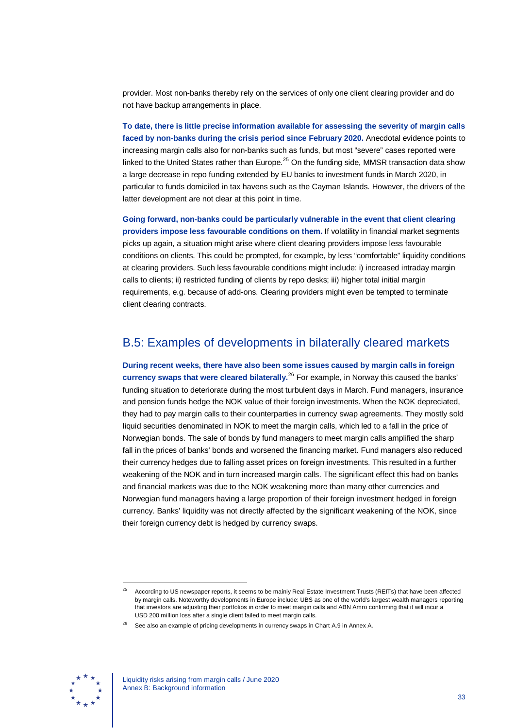provider. Most non-banks thereby rely on the services of only one client clearing provider and do not have backup arrangements in place.

**To date, there is little precise information available for assessing the severity of margin calls faced by non-banks during the crisis period since February 2020.** Anecdotal evidence points to increasing margin calls also for non-banks such as funds, but most "severe" cases reported were linked to the United States rather than Europe.[25] On the funding side, MMSR transaction data show a large decrease in repo funding extended by EU banks to investment funds in March 2020, in particular to funds domiciled in tax havens such as the Cayman Islands. However, the drivers of the latter development are not clear at this point in time.

**Going forward, non-banks could be particularly vulnerable in the event that client clearing providers impose less favourable conditions on them.** If volatility in financial market segments picks up again, a situation might arise where client clearing providers impose less favourable conditions on clients. This could be prompted, for example, by less "comfortable" liquidity conditions at clearing providers. Such less favourable conditions might include: i) increased intraday margin calls to clients; ii) restricted funding of clients by repo desks; iii) higher total initial margin requirements, e.g. because of add-ons. Clearing providers might even be tempted to terminate client clearing contracts.

## B.5: Examples of developments in bilaterally cleared markets

**During recent weeks, there have also been some issues caused by margin calls in foreign currency swaps that were cleared bilaterally.**[26] For example, in Norway this caused the banks' funding situation to deteriorate during the most turbulent days in March. Fund managers, insurance and pension funds hedge the NOK value of their foreign investments. When the NOK depreciated, they had to pay margin calls to their counterparties in currency swap agreements. They mostly sold liquid securities denominated in NOK to meet the margin calls, which led to a fall in the price of Norwegian bonds. The sale of bonds by fund managers to meet margin calls amplified the sharp fall in the prices of banks' bonds and worsened the financing market. Fund managers also reduced their currency hedges due to falling asset prices on foreign investments. This resulted in a further weakening of the NOK and in turn increased margin calls. The significant effect this had on banks and financial markets was due to the NOK weakening more than many other currencies and Norwegian fund managers having a large proportion of their foreign investment hedged in foreign currency. Banks' liquidity was not directly affected by the significant weakening of the NOK, since their foreign currency debt is hedged by currency swaps.

---

[25] According to US newspaper reports, it seems to be mainly Real Estate Investment Trusts (REITs) that have been affected by margin calls. Noteworthy developments in Europe include: UBS as one of the world's largest wealth managers reporting that investors are adjusting their portfolios in order to meet margin calls and ABN Amro confirming that it will incur a USD 200 million loss after a single client failed to meet margin calls.

[26] See also an example of pricing developments in currency swaps in Chart A.9 in Annex A.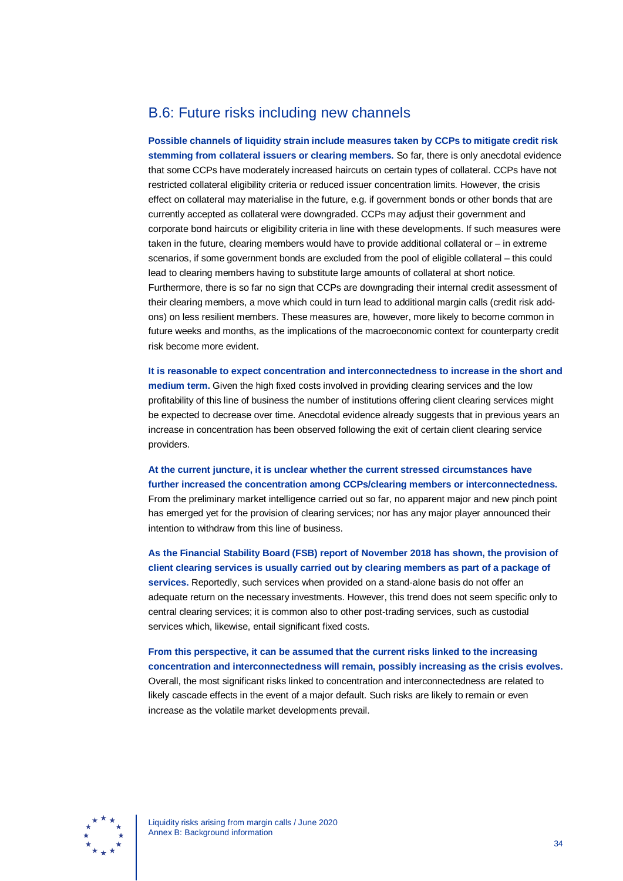## B.6: Future risks including new channels

**Possible channels of liquidity strain include measures taken by CCPs to mitigate credit risk stemming from collateral issuers or clearing members.** So far, there is only anecdotal evidence that some CCPs have moderately increased haircuts on certain types of collateral. CCPs have not restricted collateral eligibility criteria or reduced issuer concentration limits. However, the crisis effect on collateral may materialise in the future, e.g. if government bonds or other bonds that are currently accepted as collateral were downgraded. CCPs may adjust their government and corporate bond haircuts or eligibility criteria in line with these developments. If such measures were taken in the future, clearing members would have to provide additional collateral or – in extreme scenarios, if some government bonds are excluded from the pool of eligible collateral – this could lead to clearing members having to substitute large amounts of collateral at short notice. Furthermore, there is so far no sign that CCPs are downgrading their internal credit assessment of their clearing members, a move which could in turn lead to additional margin calls (credit risk add-ons) on less resilient members. These measures are, however, more likely to become common in future weeks and months, as the implications of the macroeconomic context for counterparty credit risk become more evident.

**It is reasonable to expect concentration and interconnectedness to increase in the short and medium term.** Given the high fixed costs involved in providing clearing services and the low profitability of this line of business the number of institutions offering client clearing services might be expected to decrease over time. Anecdotal evidence already suggests that in previous years an increase in concentration has been observed following the exit of certain client clearing service providers.

**At the current juncture, it is unclear whether the current stressed circumstances have further increased the concentration among CCPs/clearing members or interconnectedness.** From the preliminary market intelligence carried out so far, no apparent major and new pinch point has emerged yet for the provision of clearing services; nor has any major player announced their intention to withdraw from this line of business.

**As the Financial Stability Board (FSB) report of November 2018 has shown, the provision of client clearing services is usually carried out by clearing members as part of a package of services.** Reportedly, such services when provided on a stand-alone basis do not offer an adequate return on the necessary investments. However, this trend does not seem specific only to central clearing services; it is common also to other post-trading services, such as custodial services which, likewise, entail significant fixed costs.

**From this perspective, it can be assumed that the current risks linked to the increasing concentration and interconnectedness will remain, possibly increasing as the crisis evolves.** Overall, the most significant risks linked to concentration and interconnectedness are related to likely cascade effects in the event of a major default. Such risks are likely to remain or even increase as the volatile market developments prevail.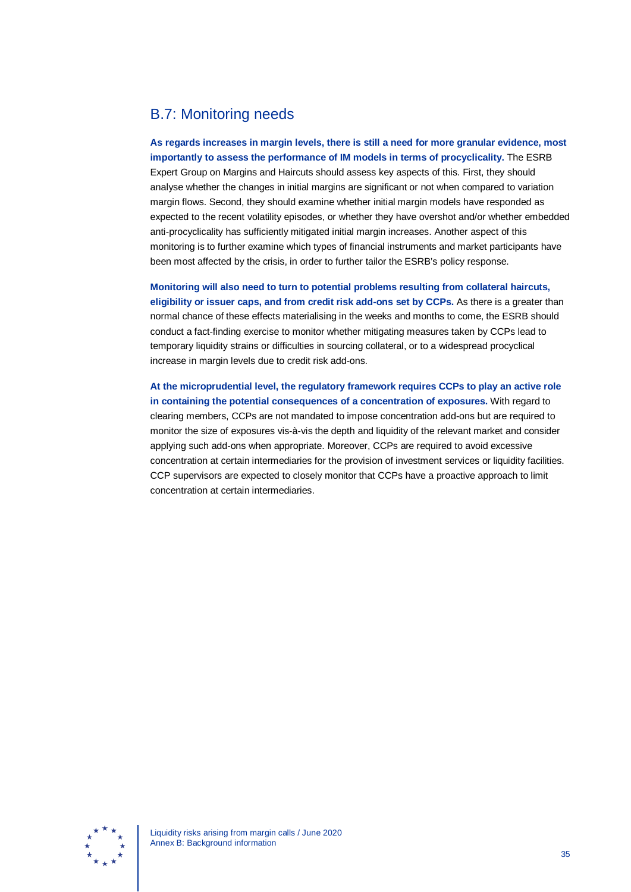## B.7: Monitoring needs

**As regards increases in margin levels, there is still a need for more granular evidence, most importantly to assess the performance of IM models in terms of procyclicality.** The ESRB Expert Group on Margins and Haircuts should assess key aspects of this. First, they should analyse whether the changes in initial margins are significant or not when compared to variation margin flows. Second, they should examine whether initial margin models have responded as expected to the recent volatility episodes, or whether they have overshot and/or whether embedded anti-procyclicality has sufficiently mitigated initial margin increases. Another aspect of this monitoring is to further examine which types of financial instruments and market participants have been most affected by the crisis, in order to further tailor the ESRB's policy response.

**Monitoring will also need to turn to potential problems resulting from collateral haircuts, eligibility or issuer caps, and from credit risk add-ons set by CCPs.** As there is a greater than normal chance of these effects materialising in the weeks and months to come, the ESRB should conduct a fact-finding exercise to monitor whether mitigating measures taken by CCPs lead to temporary liquidity strains or difficulties in sourcing collateral, or to a widespread procyclical increase in margin levels due to credit risk add-ons.

**At the microprudential level, the regulatory framework requires CCPs to play an active role in containing the potential consequences of a concentration of exposures.** With regard to clearing members, CCPs are not mandated to impose concentration add-ons but are required to monitor the size of exposures vis-à-vis the depth and liquidity of the relevant market and consider applying such add-ons when appropriate. Moreover, CCPs are required to avoid excessive concentration at certain intermediaries for the provision of investment services or liquidity facilities. CCP supervisors are expected to closely monitor that CCPs have a proactive approach to limit concentration at certain intermediaries.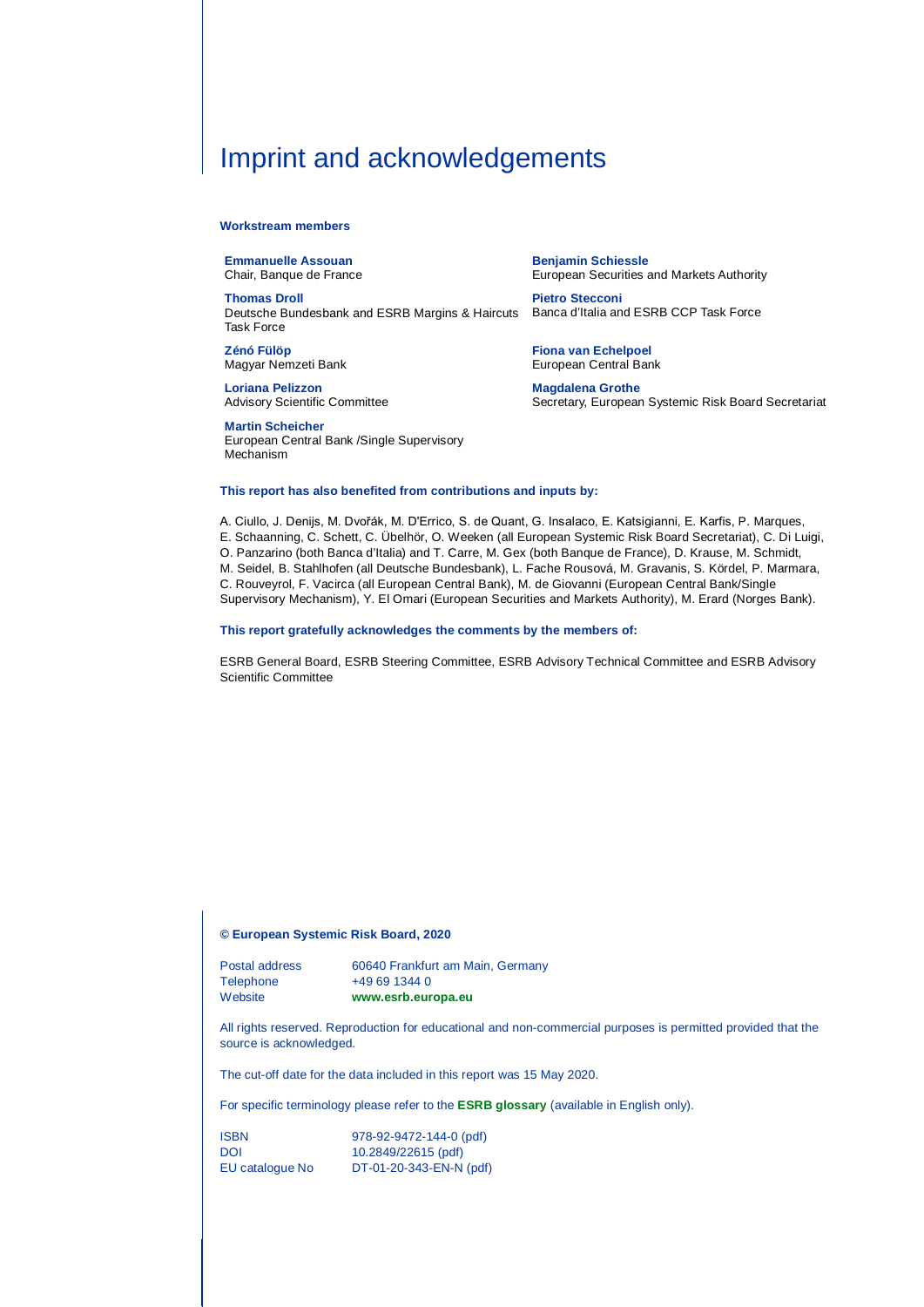# Imprint and acknowledgements

**Workstream members**

**Emmanuelle Assouan**
Chair, Banque de France

**Thomas Droll**
Deutsche Bundesbank and ESRB Margins & Haircuts Task Force

**Zénó Fülöp**
Magyar Nemzeti Bank

**Loriana Pelizzon**
Advisory Scientific Committee

**Martin Scheicher**
European Central Bank /Single Supervisory Mechanism

**Benjamin Schiessle**
European Securities and Markets Authority

**Pietro Stecconi**
Banca d'Italia and ESRB CCP Task Force

**Fiona van Echelpoel**
European Central Bank

**Magdalena Grothe**
Secretary, European Systemic Risk Board Secretariat

**This report has also benefited from contributions and inputs by:**

A. Ciullo, J. Denijs, M. Dvořák, M. D'Errico, S. de Quant, G. Insalaco, E. Katsigianni, E. Karfis, P. Marques, E. Schaanning, C. Schett, C. Übelhör, O. Weeken (all European Systemic Risk Board Secretariat), C. Di Luigi, O. Panzarino (both Banca d'Italia) and T. Carre, M. Gex (both Banque de France), D. Krause, M. Schmidt, M. Seidel, B. Stahlhofen (all Deutsche Bundesbank), L. Fache Rousová, M. Gravanis, S. Kördel, P. Marmara, C. Rouveyrol, F. Vacirca (all European Central Bank), M. de Giovanni (European Central Bank/Single Supervisory Mechanism), Y. El Omari (European Securities and Markets Authority), M. Erard (Norges Bank).

**This report gratefully acknowledges the comments by the members of:**

ESRB General Board, ESRB Steering Committee, ESRB Advisory Technical Committee and ESRB Advisory Scientific Committee

**© European Systemic Risk Board, 2020**

| | |
|---|---|
| Postal address | 60640 Frankfurt am Main, Germany |
| Telephone | +49 69 1344 0 |
| Website | **www.esrb.europa.eu** |

All rights reserved. Reproduction for educational and non-commercial purposes is permitted provided that the source is acknowledged.

The cut-off date for the data included in this report was 15 May 2020.

For specific terminology please refer to the **ESRB glossary** (available in English only).

| | |
|---|---|
| ISBN | 978-92-9472-144-0 (pdf) |
| DOI | 10.2849/22615 (pdf) |
| EU catalogue No | DT-01-20-343-EN-N (pdf) |